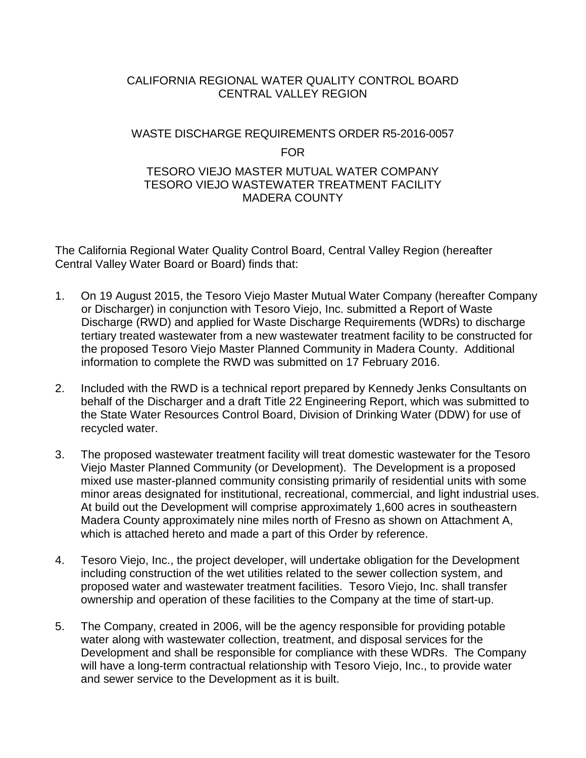CALIFORNIA REGIONAL WATER QUALITY CONTROL BOARD
CENTRAL VALLEY REGION

WASTE DISCHARGE REQUIREMENTS ORDER R5-2016-0057

FOR

TESORO VIEJO MASTER MUTUAL WATER COMPANY
TESORO VIEJO WASTEWATER TREATMENT FACILITY
MADERA COUNTY

The California Regional Water Quality Control Board, Central Valley Region (hereafter Central Valley Water Board or Board) finds that:

1. On 19 August 2015, the Tesoro Viejo Master Mutual Water Company (hereafter Company or Discharger) in conjunction with Tesoro Viejo, Inc. submitted a Report of Waste Discharge (RWD) and applied for Waste Discharge Requirements (WDRs) to discharge tertiary treated wastewater from a new wastewater treatment facility to be constructed for the proposed Tesoro Viejo Master Planned Community in Madera County. Additional information to complete the RWD was submitted on 17 February 2016.

2. Included with the RWD is a technical report prepared by Kennedy Jenks Consultants on behalf of the Discharger and a draft Title 22 Engineering Report, which was submitted to the State Water Resources Control Board, Division of Drinking Water (DDW) for use of recycled water.

3. The proposed wastewater treatment facility will treat domestic wastewater for the Tesoro Viejo Master Planned Community (or Development). The Development is a proposed mixed use master-planned community consisting primarily of residential units with some minor areas designated for institutional, recreational, commercial, and light industrial uses. At build out the Development will comprise approximately 1,600 acres in southeastern Madera County approximately nine miles north of Fresno as shown on Attachment A, which is attached hereto and made a part of this Order by reference.

4. Tesoro Viejo, Inc., the project developer, will undertake obligation for the Development including construction of the wet utilities related to the sewer collection system, and proposed water and wastewater treatment facilities. Tesoro Viejo, Inc. shall transfer ownership and operation of these facilities to the Company at the time of start-up.

5. The Company, created in 2006, will be the agency responsible for providing potable water along with wastewater collection, treatment, and disposal services for the Development and shall be responsible for compliance with these WDRs. The Company will have a long-term contractual relationship with Tesoro Viejo, Inc., to provide water and sewer service to the Development as it is built.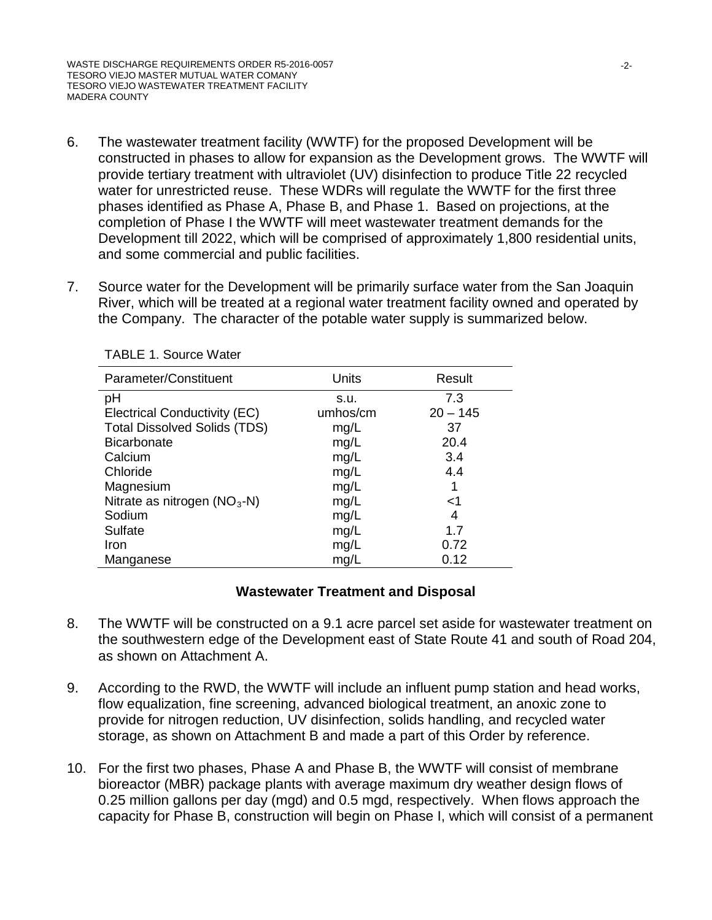6. The wastewater treatment facility (WWTF) for the proposed Development will be constructed in phases to allow for expansion as the Development grows. The WWTF will provide tertiary treatment with ultraviolet (UV) disinfection to produce Title 22 recycled water for unrestricted reuse. These WDRs will regulate the WWTF for the first three phases identified as Phase A, Phase B, and Phase 1. Based on projections, at the completion of Phase I the WWTF will meet wastewater treatment demands for the Development till 2022, which will be comprised of approximately 1,800 residential units, and some commercial and public facilities.

7. Source water for the Development will be primarily surface water from the San Joaquin River, which will be treated at a regional water treatment facility owned and operated by the Company. The character of the potable water supply is summarized below.

TABLE 1. Source Water

| Parameter/Constituent | Units | Result |
|---|---|---|
| pH | s.u. | 7.3 |
| Electrical Conductivity (EC) | umhos/cm | 20 – 145 |
| Total Dissolved Solids (TDS) | mg/L | 37 |
| Bicarbonate | mg/L | 20.4 |
| Calcium | mg/L | 3.4 |
| Chloride | mg/L | 4.4 |
| Magnesium | mg/L | 1 |
| Nitrate as nitrogen ($NO_3$-N) | mg/L | <1 |
| Sodium | mg/L | 4 |
| Sulfate | mg/L | 1.7 |
| Iron | mg/L | 0.72 |
| Manganese | mg/L | 0.12 |

## Wastewater Treatment and Disposal

8. The WWTF will be constructed on a 9.1 acre parcel set aside for wastewater treatment on the southwestern edge of the Development east of State Route 41 and south of Road 204, as shown on Attachment A.

9. According to the RWD, the WWTF will include an influent pump station and head works, flow equalization, fine screening, advanced biological treatment, an anoxic zone to provide for nitrogen reduction, UV disinfection, solids handling, and recycled water storage, as shown on Attachment B and made a part of this Order by reference.

10. For the first two phases, Phase A and Phase B, the WWTF will consist of membrane bioreactor (MBR) package plants with average maximum dry weather design flows of 0.25 million gallons per day (mgd) and 0.5 mgd, respectively. When flows approach the capacity for Phase B, construction will begin on Phase I, which will consist of a permanent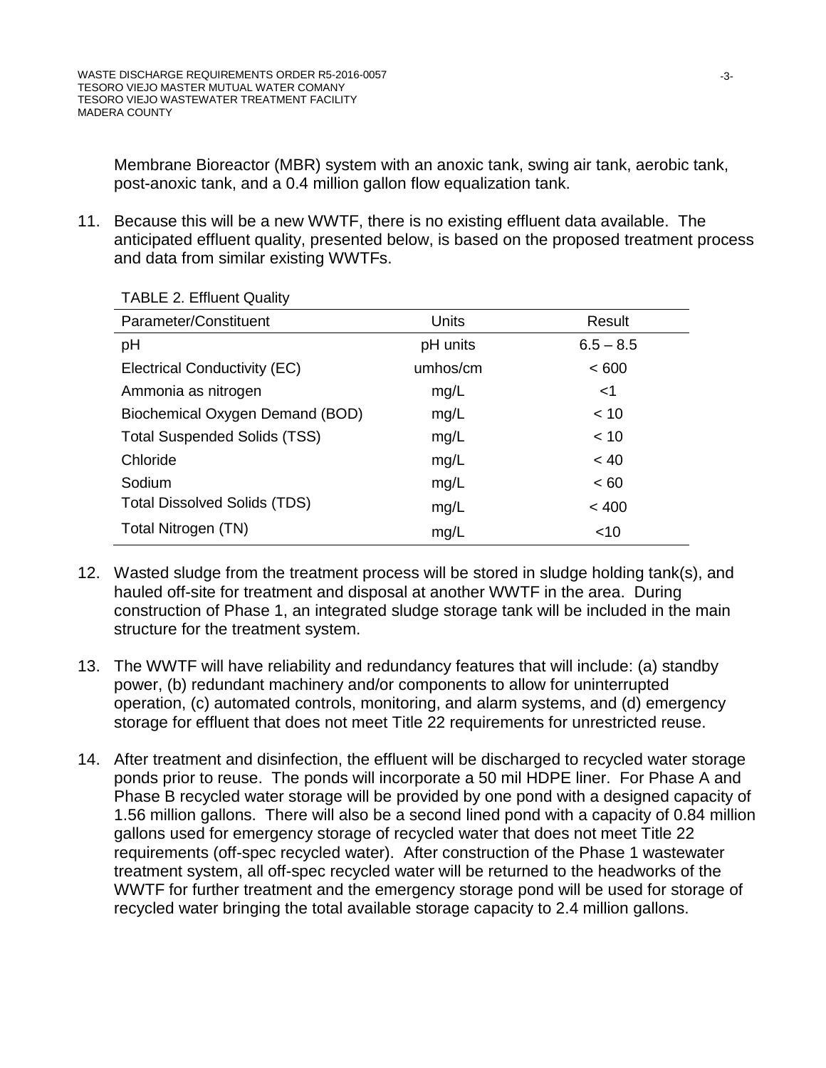Membrane Bioreactor (MBR) system with an anoxic tank, swing air tank, aerobic tank, post-anoxic tank, and a 0.4 million gallon flow equalization tank.

11. Because this will be a new WWTF, there is no existing effluent data available. The anticipated effluent quality, presented below, is based on the proposed treatment process and data from similar existing WWTFs.

TABLE 2. Effluent Quality

| Parameter/Constituent | Units | Result |
|---|---|---|
| pH | pH units | 6.5 – 8.5 |
| Electrical Conductivity (EC) | umhos/cm | < 600 |
| Ammonia as nitrogen | mg/L | <1 |
| Biochemical Oxygen Demand (BOD) | mg/L | < 10 |
| Total Suspended Solids (TSS) | mg/L | < 10 |
| Chloride | mg/L | < 40 |
| Sodium | mg/L | < 60 |
| Total Dissolved Solids (TDS) | mg/L | < 400 |
| Total Nitrogen (TN) | mg/L | <10 |

12. Wasted sludge from the treatment process will be stored in sludge holding tank(s), and hauled off-site for treatment and disposal at another WWTF in the area. During construction of Phase 1, an integrated sludge storage tank will be included in the main structure for the treatment system.

13. The WWTF will have reliability and redundancy features that will include: (a) standby power, (b) redundant machinery and/or components to allow for uninterrupted operation, (c) automated controls, monitoring, and alarm systems, and (d) emergency storage for effluent that does not meet Title 22 requirements for unrestricted reuse.

14. After treatment and disinfection, the effluent will be discharged to recycled water storage ponds prior to reuse. The ponds will incorporate a 50 mil HDPE liner. For Phase A and Phase B recycled water storage will be provided by one pond with a designed capacity of 1.56 million gallons. There will also be a second lined pond with a capacity of 0.84 million gallons used for emergency storage of recycled water that does not meet Title 22 requirements (off-spec recycled water). After construction of the Phase 1 wastewater treatment system, all off-spec recycled water will be returned to the headworks of the WWTF for further treatment and the emergency storage pond will be used for storage of recycled water bringing the total available storage capacity to 2.4 million gallons.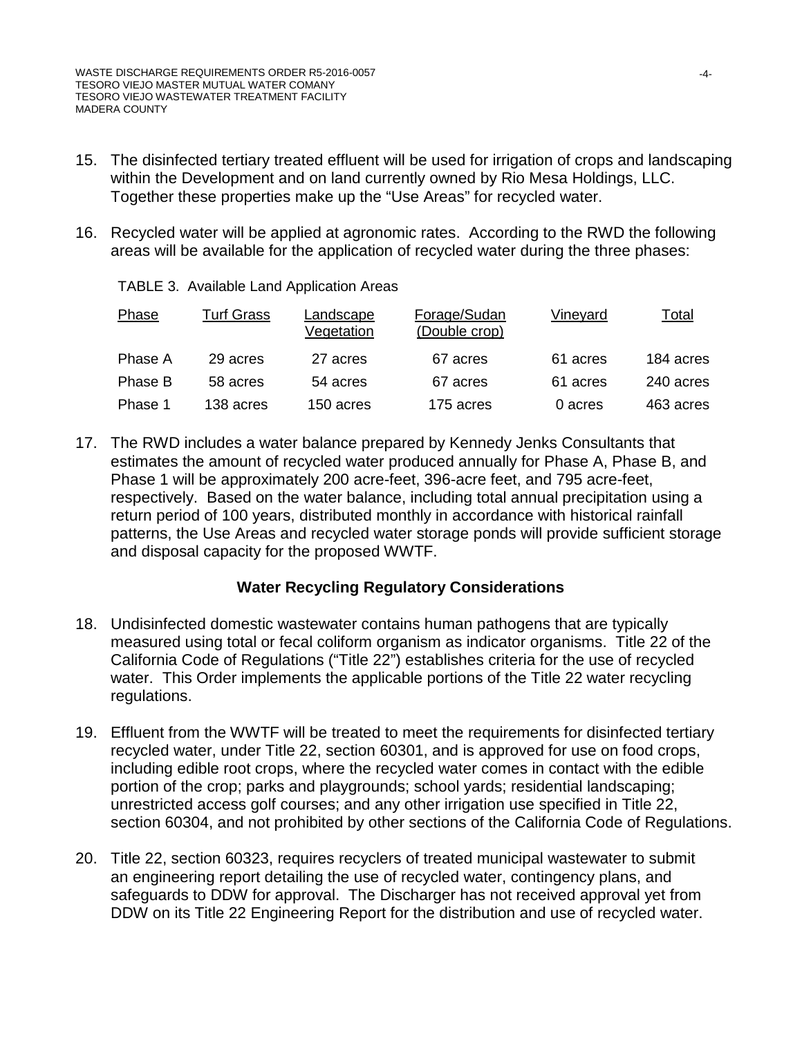15. The disinfected tertiary treated effluent will be used for irrigation of crops and landscaping within the Development and on land currently owned by Rio Mesa Holdings, LLC. Together these properties make up the "Use Areas" for recycled water.

16. Recycled water will be applied at agronomic rates. According to the RWD the following areas will be available for the application of recycled water during the three phases:

TABLE 3. Available Land Application Areas

| Phase | Turf Grass | Landscape Vegetation | Forage/Sudan (Double crop) | Vineyard | Total |
|---|---|---|---|---|---|
| Phase A | 29 acres | 27 acres | 67 acres | 61 acres | 184 acres |
| Phase B | 58 acres | 54 acres | 67 acres | 61 acres | 240 acres |
| Phase 1 | 138 acres | 150 acres | 175 acres | 0 acres | 463 acres |

17. The RWD includes a water balance prepared by Kennedy Jenks Consultants that estimates the amount of recycled water produced annually for Phase A, Phase B, and Phase 1 will be approximately 200 acre-feet, 396-acre feet, and 795 acre-feet, respectively. Based on the water balance, including total annual precipitation using a return period of 100 years, distributed monthly in accordance with historical rainfall patterns, the Use Areas and recycled water storage ponds will provide sufficient storage and disposal capacity for the proposed WWTF.

## Water Recycling Regulatory Considerations

18. Undisinfected domestic wastewater contains human pathogens that are typically measured using total or fecal coliform organism as indicator organisms. Title 22 of the California Code of Regulations ("Title 22") establishes criteria for the use of recycled water. This Order implements the applicable portions of the Title 22 water recycling regulations.

19. Effluent from the WWTF will be treated to meet the requirements for disinfected tertiary recycled water, under Title 22, section 60301, and is approved for use on food crops, including edible root crops, where the recycled water comes in contact with the edible portion of the crop; parks and playgrounds; school yards; residential landscaping; unrestricted access golf courses; and any other irrigation use specified in Title 22, section 60304, and not prohibited by other sections of the California Code of Regulations.

20. Title 22, section 60323, requires recyclers of treated municipal wastewater to submit an engineering report detailing the use of recycled water, contingency plans, and safeguards to DDW for approval. The Discharger has not received approval yet from DDW on its Title 22 Engineering Report for the distribution and use of recycled water.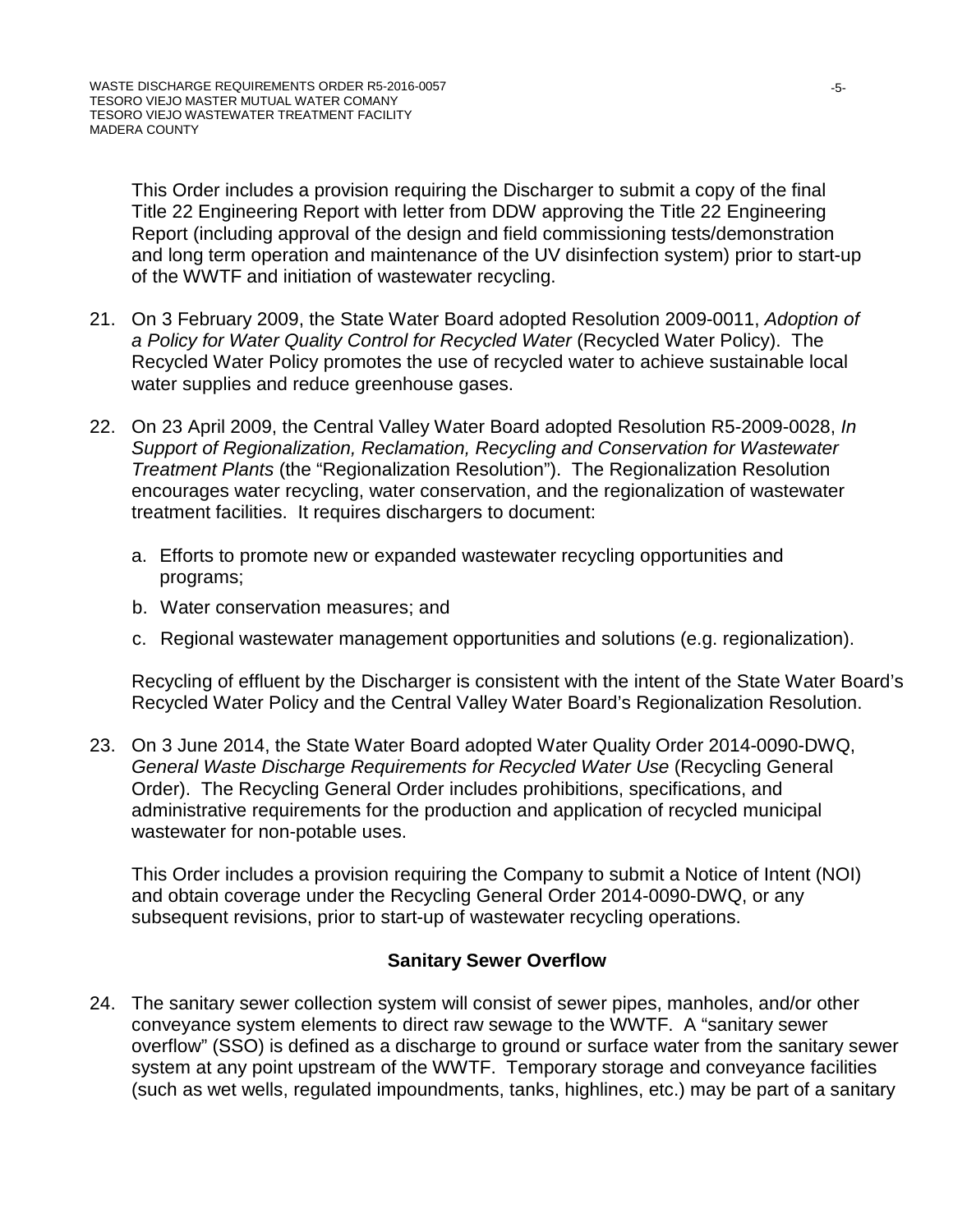This Order includes a provision requiring the Discharger to submit a copy of the final Title 22 Engineering Report with letter from DDW approving the Title 22 Engineering Report (including approval of the design and field commissioning tests/demonstration and long term operation and maintenance of the UV disinfection system) prior to start-up of the WWTF and initiation of wastewater recycling.

21. On 3 February 2009, the State Water Board adopted Resolution 2009-0011, *Adoption of a Policy for Water Quality Control for Recycled Water* (Recycled Water Policy). The Recycled Water Policy promotes the use of recycled water to achieve sustainable local water supplies and reduce greenhouse gases.

22. On 23 April 2009, the Central Valley Water Board adopted Resolution R5-2009-0028, *In Support of Regionalization, Reclamation, Recycling and Conservation for Wastewater Treatment Plants* (the "Regionalization Resolution"). The Regionalization Resolution encourages water recycling, water conservation, and the regionalization of wastewater treatment facilities. It requires dischargers to document:

    a. Efforts to promote new or expanded wastewater recycling opportunities and programs;

    b. Water conservation measures; and

    c. Regional wastewater management opportunities and solutions (e.g. regionalization).

    Recycling of effluent by the Discharger is consistent with the intent of the State Water Board's Recycled Water Policy and the Central Valley Water Board's Regionalization Resolution.

23. On 3 June 2014, the State Water Board adopted Water Quality Order 2014-0090-DWQ, *General Waste Discharge Requirements for Recycled Water Use* (Recycling General Order). The Recycling General Order includes prohibitions, specifications, and administrative requirements for the production and application of recycled municipal wastewater for non-potable uses.

    This Order includes a provision requiring the Company to submit a Notice of Intent (NOI) and obtain coverage under the Recycling General Order 2014-0090-DWQ, or any subsequent revisions, prior to start-up of wastewater recycling operations.

## Sanitary Sewer Overflow

24. The sanitary sewer collection system will consist of sewer pipes, manholes, and/or other conveyance system elements to direct raw sewage to the WWTF. A "sanitary sewer overflow" (SSO) is defined as a discharge to ground or surface water from the sanitary sewer system at any point upstream of the WWTF. Temporary storage and conveyance facilities (such as wet wells, regulated impoundments, tanks, highlines, etc.) may be part of a sanitary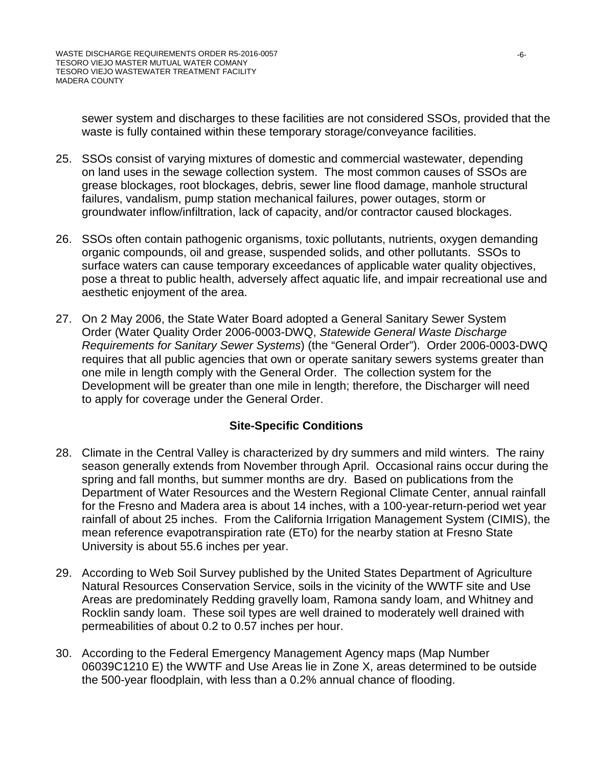sewer system and discharges to these facilities are not considered SSOs, provided that the waste is fully contained within these temporary storage/conveyance facilities.

25. SSOs consist of varying mixtures of domestic and commercial wastewater, depending on land uses in the sewage collection system. The most common causes of SSOs are grease blockages, root blockages, debris, sewer line flood damage, manhole structural failures, vandalism, pump station mechanical failures, power outages, storm or groundwater inflow/infiltration, lack of capacity, and/or contractor caused blockages.

26. SSOs often contain pathogenic organisms, toxic pollutants, nutrients, oxygen demanding organic compounds, oil and grease, suspended solids, and other pollutants. SSOs to surface waters can cause temporary exceedances of applicable water quality objectives, pose a threat to public health, adversely affect aquatic life, and impair recreational use and aesthetic enjoyment of the area.

27. On 2 May 2006, the State Water Board adopted a General Sanitary Sewer System Order (Water Quality Order 2006-0003-DWQ, *Statewide General Waste Discharge Requirements for Sanitary Sewer Systems*) (the "General Order"). Order 2006-0003-DWQ requires that all public agencies that own or operate sanitary sewers systems greater than one mile in length comply with the General Order. The collection system for the Development will be greater than one mile in length; therefore, the Discharger will need to apply for coverage under the General Order.

## Site-Specific Conditions

28. Climate in the Central Valley is characterized by dry summers and mild winters. The rainy season generally extends from November through April. Occasional rains occur during the spring and fall months, but summer months are dry. Based on publications from the Department of Water Resources and the Western Regional Climate Center, annual rainfall for the Fresno and Madera area is about 14 inches, with a 100-year-return-period wet year rainfall of about 25 inches. From the California Irrigation Management System (CIMIS), the mean reference evapotranspiration rate (ETo) for the nearby station at Fresno State University is about 55.6 inches per year.

29. According to Web Soil Survey published by the United States Department of Agriculture Natural Resources Conservation Service, soils in the vicinity of the WWTF site and Use Areas are predominately Redding gravelly loam, Ramona sandy loam, and Whitney and Rocklin sandy loam. These soil types are well drained to moderately well drained with permeabilities of about 0.2 to 0.57 inches per hour.

30. According to the Federal Emergency Management Agency maps (Map Number 06039C1210 E) the WWTF and Use Areas lie in Zone X, areas determined to be outside the 500-year floodplain, with less than a 0.2% annual chance of flooding.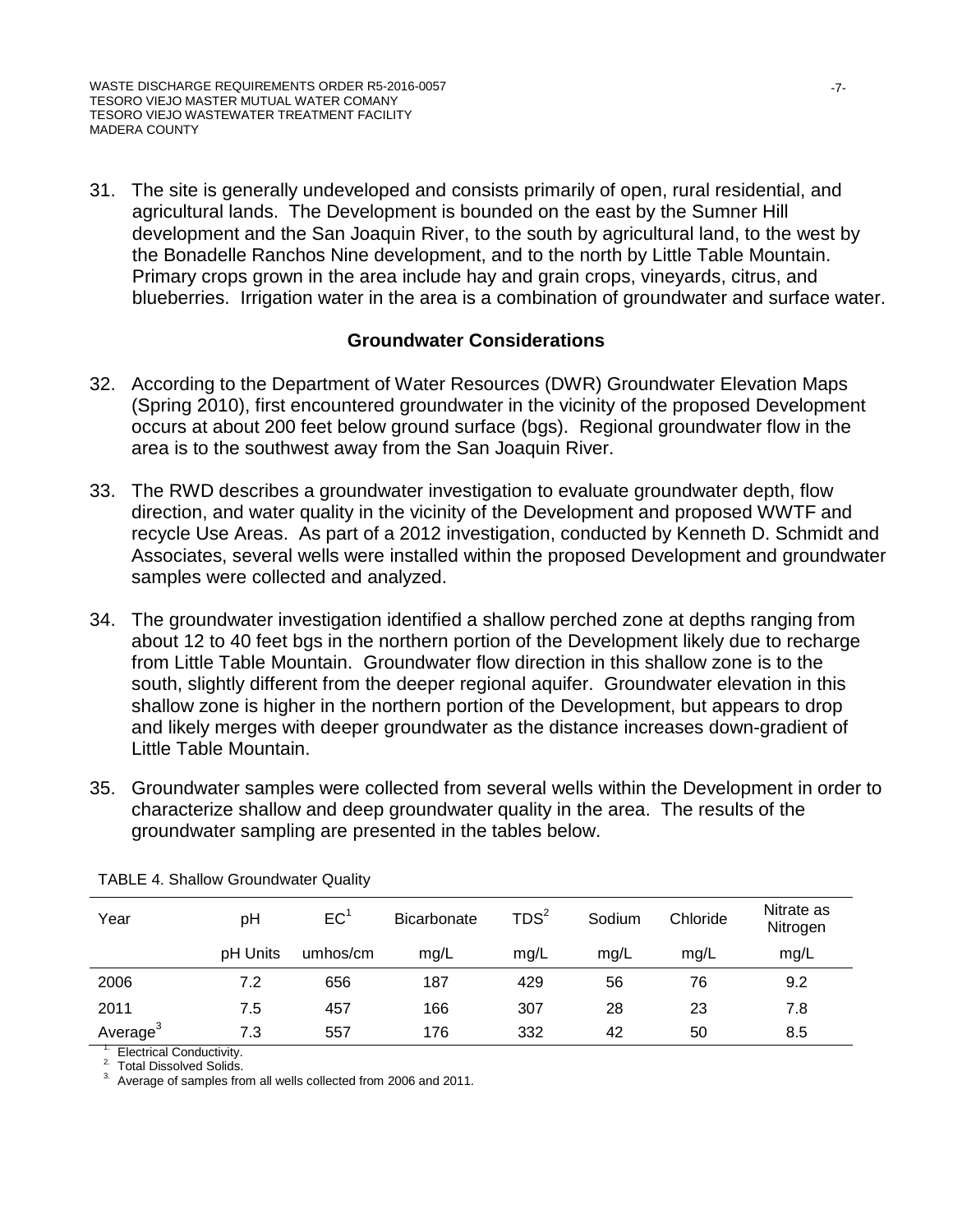31. The site is generally undeveloped and consists primarily of open, rural residential, and agricultural lands. The Development is bounded on the east by the Sumner Hill development and the San Joaquin River, to the south by agricultural land, to the west by the Bonadelle Ranchos Nine development, and to the north by Little Table Mountain. Primary crops grown in the area include hay and grain crops, vineyards, citrus, and blueberries. Irrigation water in the area is a combination of groundwater and surface water.

## Groundwater Considerations

32. According to the Department of Water Resources (DWR) Groundwater Elevation Maps (Spring 2010), first encountered groundwater in the vicinity of the proposed Development occurs at about 200 feet below ground surface (bgs). Regional groundwater flow in the area is to the southwest away from the San Joaquin River.

33. The RWD describes a groundwater investigation to evaluate groundwater depth, flow direction, and water quality in the vicinity of the Development and proposed WWTF and recycle Use Areas. As part of a 2012 investigation, conducted by Kenneth D. Schmidt and Associates, several wells were installed within the proposed Development and groundwater samples were collected and analyzed.

34. The groundwater investigation identified a shallow perched zone at depths ranging from about 12 to 40 feet bgs in the northern portion of the Development likely due to recharge from Little Table Mountain. Groundwater flow direction in this shallow zone is to the south, slightly different from the deeper regional aquifer. Groundwater elevation in this shallow zone is higher in the northern portion of the Development, but appears to drop and likely merges with deeper groundwater as the distance increases down-gradient of Little Table Mountain.

35. Groundwater samples were collected from several wells within the Development in order to characterize shallow and deep groundwater quality in the area. The results of the groundwater sampling are presented in the tables below.

TABLE 4. Shallow Groundwater Quality

| Year | pH | EC[1] | Bicarbonate | TDS[2] | Sodium | Chloride | Nitrate as Nitrogen |
|---|---|---|---|---|---|---|---|
| | pH Units | umhos/cm | mg/L | mg/L | mg/L | mg/L | mg/L |
| 2006 | 7.2 | 656 | 187 | 429 | 56 | 76 | 9.2 |
| 2011 | 7.5 | 457 | 166 | 307 | 28 | 23 | 7.8 |
| Average[3] | 7.3 | 557 | 176 | 332 | 42 | 50 | 8.5 |

1. Electrical Conductivity.
2. Total Dissolved Solids.
3. Average of samples from all wells collected from 2006 and 2011.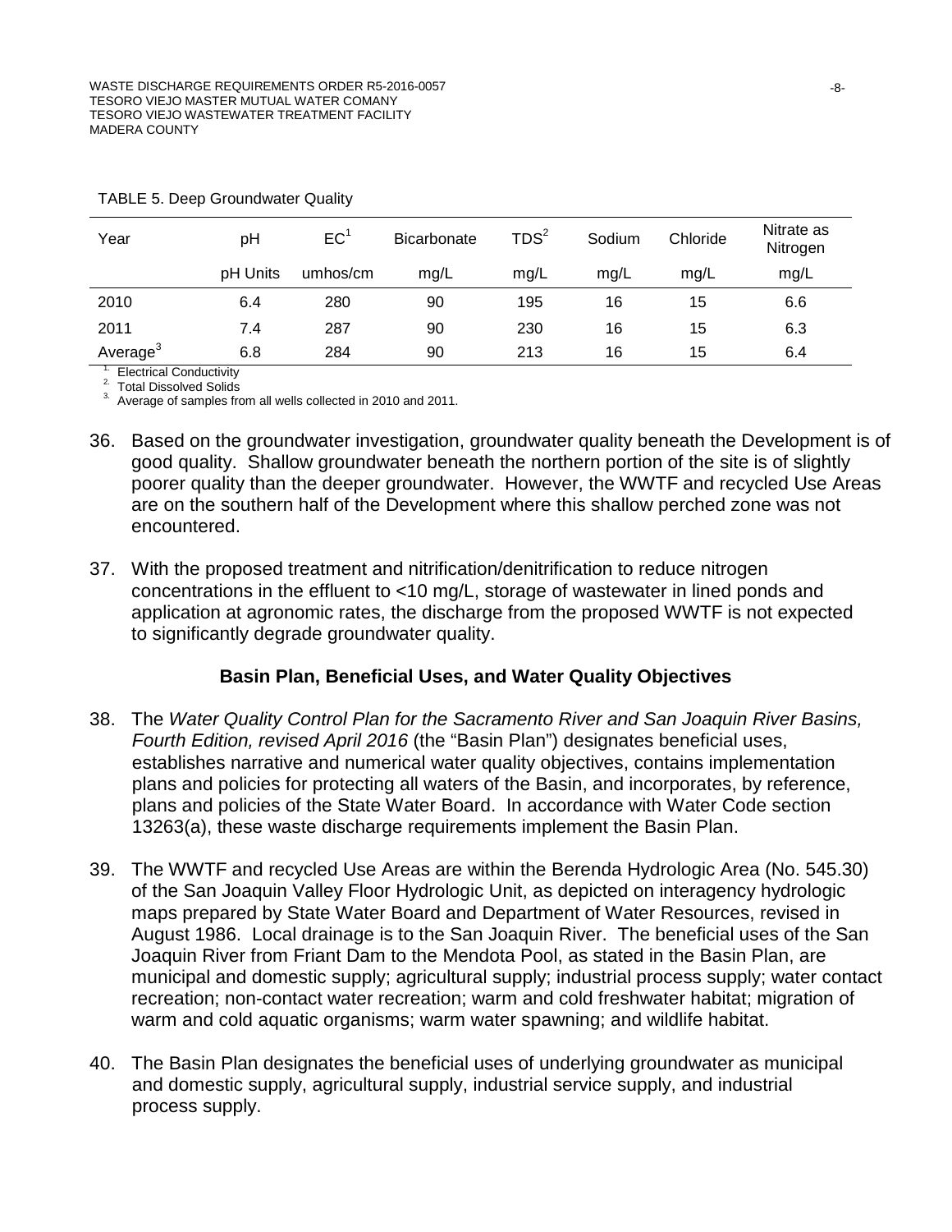TABLE 5. Deep Groundwater Quality

| Year | pH | EC[1] | Bicarbonate | TDS[2] | Sodium | Chloride | Nitrate as Nitrogen |
|---|---|---|---|---|---|---|---|
| | pH Units | umhos/cm | mg/L | mg/L | mg/L | mg/L | mg/L |
| 2010 | 6.4 | 280 | 90 | 195 | 16 | 15 | 6.6 |
| 2011 | 7.4 | 287 | 90 | 230 | 16 | 15 | 6.3 |
| Average[3] | 6.8 | 284 | 90 | 213 | 16 | 15 | 6.4 |

1. Electrical Conductivity
2. Total Dissolved Solids
3. Average of samples from all wells collected in 2010 and 2011.

36. Based on the groundwater investigation, groundwater quality beneath the Development is of good quality. Shallow groundwater beneath the northern portion of the site is of slightly poorer quality than the deeper groundwater. However, the WWTF and recycled Use Areas are on the southern half of the Development where this shallow perched zone was not encountered.

37. With the proposed treatment and nitrification/denitrification to reduce nitrogen concentrations in the effluent to <10 mg/L, storage of wastewater in lined ponds and application at agronomic rates, the discharge from the proposed WWTF is not expected to significantly degrade groundwater quality.

## Basin Plan, Beneficial Uses, and Water Quality Objectives

38. The *Water Quality Control Plan for the Sacramento River and San Joaquin River Basins, Fourth Edition, revised April 2016* (the "Basin Plan") designates beneficial uses, establishes narrative and numerical water quality objectives, contains implementation plans and policies for protecting all waters of the Basin, and incorporates, by reference, plans and policies of the State Water Board. In accordance with Water Code section 13263(a), these waste discharge requirements implement the Basin Plan.

39. The WWTF and recycled Use Areas are within the Berenda Hydrologic Area (No. 545.30) of the San Joaquin Valley Floor Hydrologic Unit, as depicted on interagency hydrologic maps prepared by State Water Board and Department of Water Resources, revised in August 1986. Local drainage is to the San Joaquin River. The beneficial uses of the San Joaquin River from Friant Dam to the Mendota Pool, as stated in the Basin Plan, are municipal and domestic supply; agricultural supply; industrial process supply; water contact recreation; non-contact water recreation; warm and cold freshwater habitat; migration of warm and cold aquatic organisms; warm water spawning; and wildlife habitat.

40. The Basin Plan designates the beneficial uses of underlying groundwater as municipal and domestic supply, agricultural supply, industrial service supply, and industrial process supply.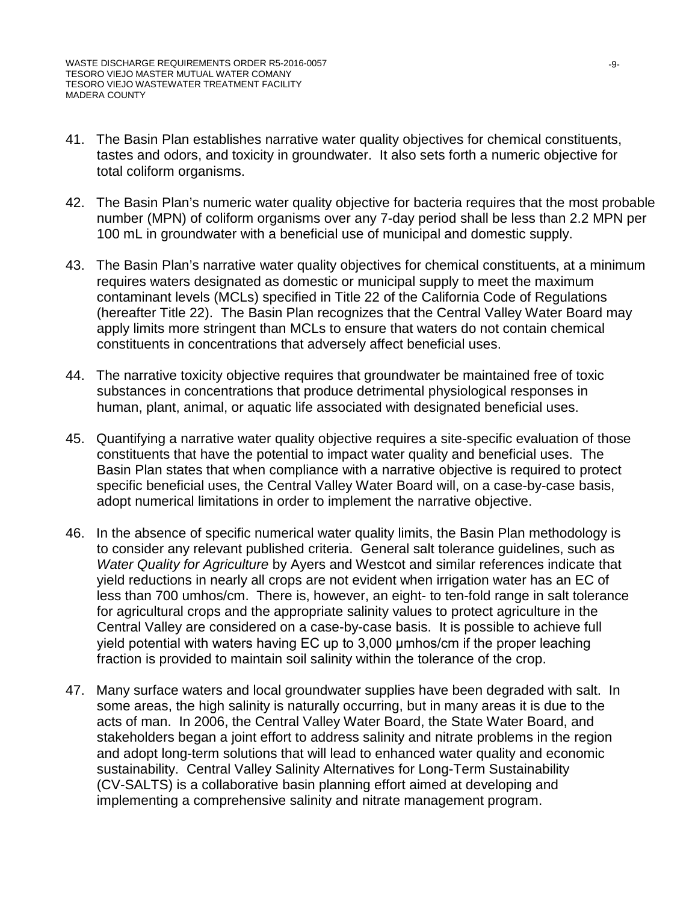41. The Basin Plan establishes narrative water quality objectives for chemical constituents, tastes and odors, and toxicity in groundwater. It also sets forth a numeric objective for total coliform organisms.

42. The Basin Plan's numeric water quality objective for bacteria requires that the most probable number (MPN) of coliform organisms over any 7-day period shall be less than 2.2 MPN per 100 mL in groundwater with a beneficial use of municipal and domestic supply.

43. The Basin Plan's narrative water quality objectives for chemical constituents, at a minimum requires waters designated as domestic or municipal supply to meet the maximum contaminant levels (MCLs) specified in Title 22 of the California Code of Regulations (hereafter Title 22). The Basin Plan recognizes that the Central Valley Water Board may apply limits more stringent than MCLs to ensure that waters do not contain chemical constituents in concentrations that adversely affect beneficial uses.

44. The narrative toxicity objective requires that groundwater be maintained free of toxic substances in concentrations that produce detrimental physiological responses in human, plant, animal, or aquatic life associated with designated beneficial uses.

45. Quantifying a narrative water quality objective requires a site-specific evaluation of those constituents that have the potential to impact water quality and beneficial uses. The Basin Plan states that when compliance with a narrative objective is required to protect specific beneficial uses, the Central Valley Water Board will, on a case-by-case basis, adopt numerical limitations in order to implement the narrative objective.

46. In the absence of specific numerical water quality limits, the Basin Plan methodology is to consider any relevant published criteria. General salt tolerance guidelines, such as *Water Quality for Agriculture* by Ayers and Westcot and similar references indicate that yield reductions in nearly all crops are not evident when irrigation water has an EC of less than 700 umhos/cm. There is, however, an eight- to ten-fold range in salt tolerance for agricultural crops and the appropriate salinity values to protect agriculture in the Central Valley are considered on a case-by-case basis. It is possible to achieve full yield potential with waters having EC up to 3,000 μmhos/cm if the proper leaching fraction is provided to maintain soil salinity within the tolerance of the crop.

47. Many surface waters and local groundwater supplies have been degraded with salt. In some areas, the high salinity is naturally occurring, but in many areas it is due to the acts of man. In 2006, the Central Valley Water Board, the State Water Board, and stakeholders began a joint effort to address salinity and nitrate problems in the region and adopt long-term solutions that will lead to enhanced water quality and economic sustainability. Central Valley Salinity Alternatives for Long-Term Sustainability (CV-SALTS) is a collaborative basin planning effort aimed at developing and implementing a comprehensive salinity and nitrate management program.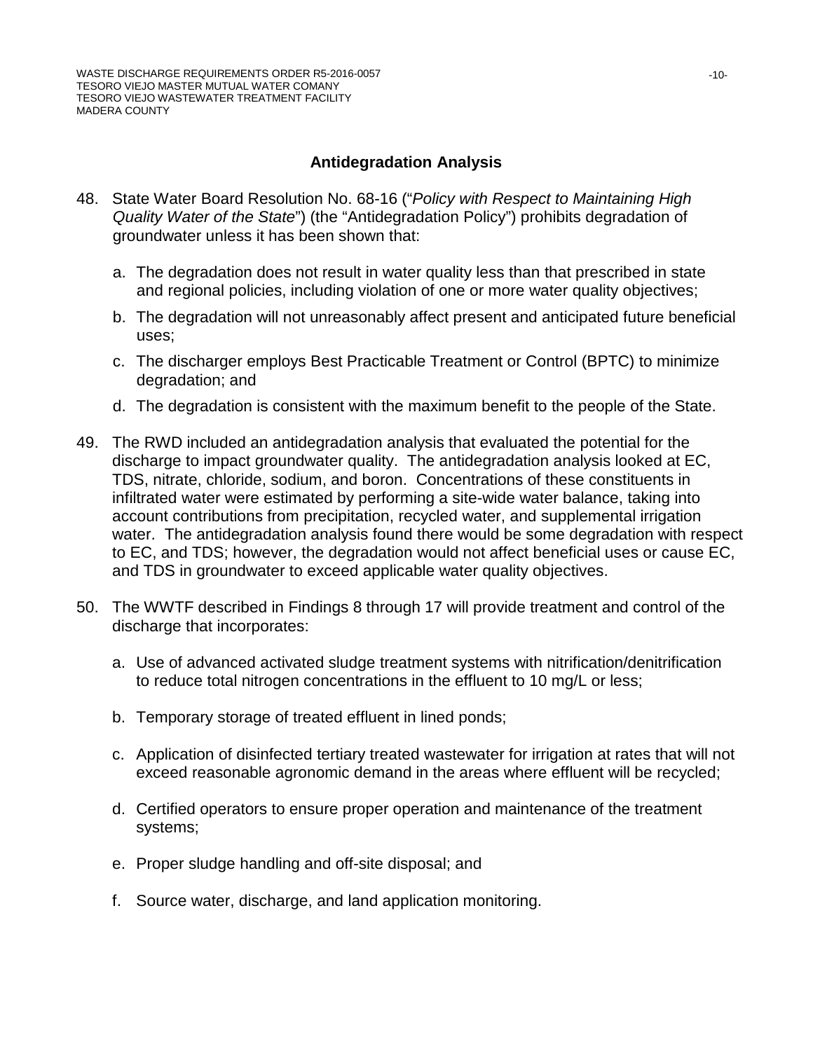## Antidegradation Analysis

48. State Water Board Resolution No. 68-16 ("*Policy with Respect to Maintaining High Quality Water of the State*") (the "Antidegradation Policy") prohibits degradation of groundwater unless it has been shown that:

    a. The degradation does not result in water quality less than that prescribed in state and regional policies, including violation of one or more water quality objectives;

    b. The degradation will not unreasonably affect present and anticipated future beneficial uses;

    c. The discharger employs Best Practicable Treatment or Control (BPTC) to minimize degradation; and

    d. The degradation is consistent with the maximum benefit to the people of the State.

49. The RWD included an antidegradation analysis that evaluated the potential for the discharge to impact groundwater quality. The antidegradation analysis looked at EC, TDS, nitrate, chloride, sodium, and boron. Concentrations of these constituents in infiltrated water were estimated by performing a site-wide water balance, taking into account contributions from precipitation, recycled water, and supplemental irrigation water. The antidegradation analysis found there would be some degradation with respect to EC, and TDS; however, the degradation would not affect beneficial uses or cause EC, and TDS in groundwater to exceed applicable water quality objectives.

50. The WWTF described in Findings 8 through 17 will provide treatment and control of the discharge that incorporates:

    a. Use of advanced activated sludge treatment systems with nitrification/denitrification to reduce total nitrogen concentrations in the effluent to 10 mg/L or less;

    b. Temporary storage of treated effluent in lined ponds;

    c. Application of disinfected tertiary treated wastewater for irrigation at rates that will not exceed reasonable agronomic demand in the areas where effluent will be recycled;

    d. Certified operators to ensure proper operation and maintenance of the treatment systems;

    e. Proper sludge handling and off-site disposal; and

    f. Source water, discharge, and land application monitoring.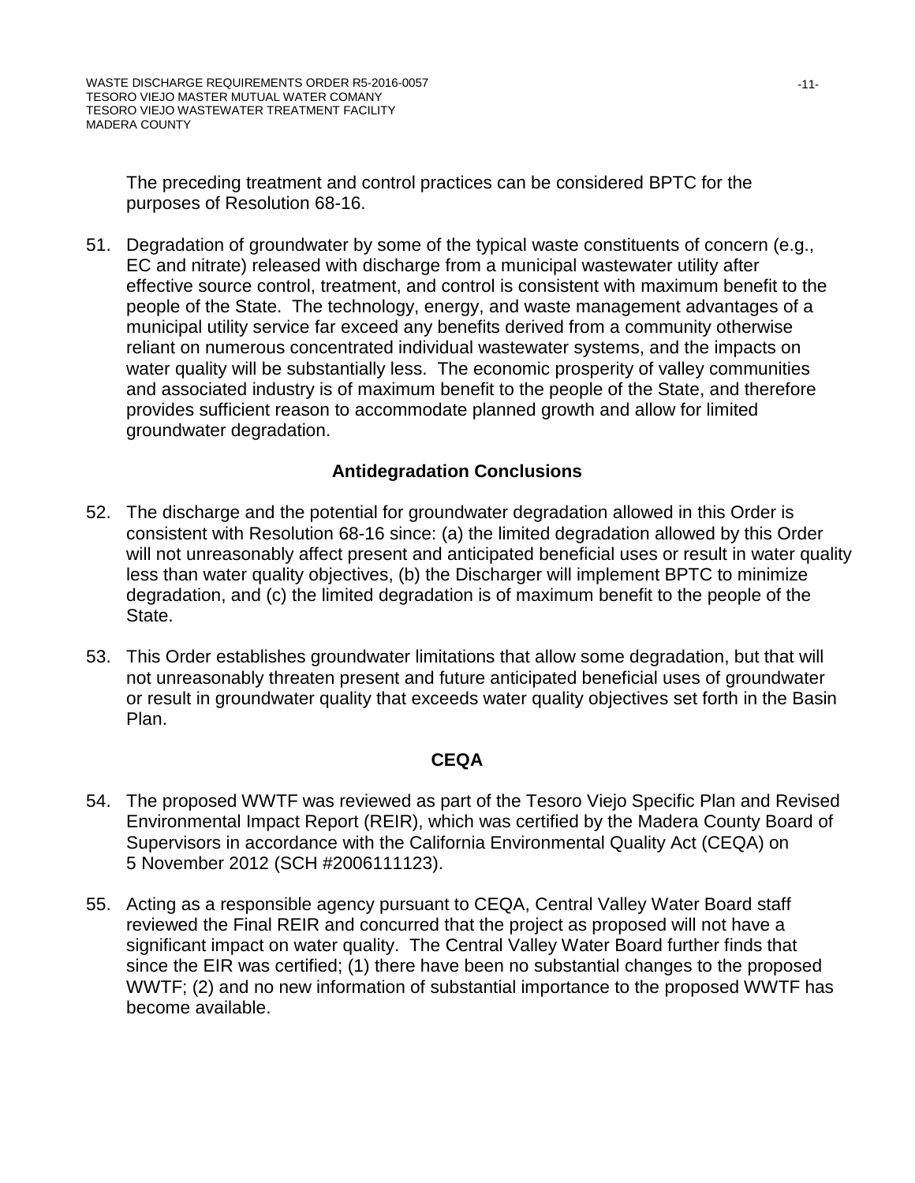The preceding treatment and control practices can be considered BPTC for the purposes of Resolution 68-16.

51. Degradation of groundwater by some of the typical waste constituents of concern (e.g., EC and nitrate) released with discharge from a municipal wastewater utility after effective source control, treatment, and control is consistent with maximum benefit to the people of the State. The technology, energy, and waste management advantages of a municipal utility service far exceed any benefits derived from a community otherwise reliant on numerous concentrated individual wastewater systems, and the impacts on water quality will be substantially less. The economic prosperity of valley communities and associated industry is of maximum benefit to the people of the State, and therefore provides sufficient reason to accommodate planned growth and allow for limited groundwater degradation.

## Antidegradation Conclusions

52. The discharge and the potential for groundwater degradation allowed in this Order is consistent with Resolution 68-16 since: (a) the limited degradation allowed by this Order will not unreasonably affect present and anticipated beneficial uses or result in water quality less than water quality objectives, (b) the Discharger will implement BPTC to minimize degradation, and (c) the limited degradation is of maximum benefit to the people of the State.

53. This Order establishes groundwater limitations that allow some degradation, but that will not unreasonably threaten present and future anticipated beneficial uses of groundwater or result in groundwater quality that exceeds water quality objectives set forth in the Basin Plan.

## CEQA

54. The proposed WWTF was reviewed as part of the Tesoro Viejo Specific Plan and Revised Environmental Impact Report (REIR), which was certified by the Madera County Board of Supervisors in accordance with the California Environmental Quality Act (CEQA) on 5 November 2012 (SCH #2006111123).

55. Acting as a responsible agency pursuant to CEQA, Central Valley Water Board staff reviewed the Final REIR and concurred that the project as proposed will not have a significant impact on water quality. The Central Valley Water Board further finds that since the EIR was certified; (1) there have been no substantial changes to the proposed WWTF; (2) and no new information of substantial importance to the proposed WWTF has become available.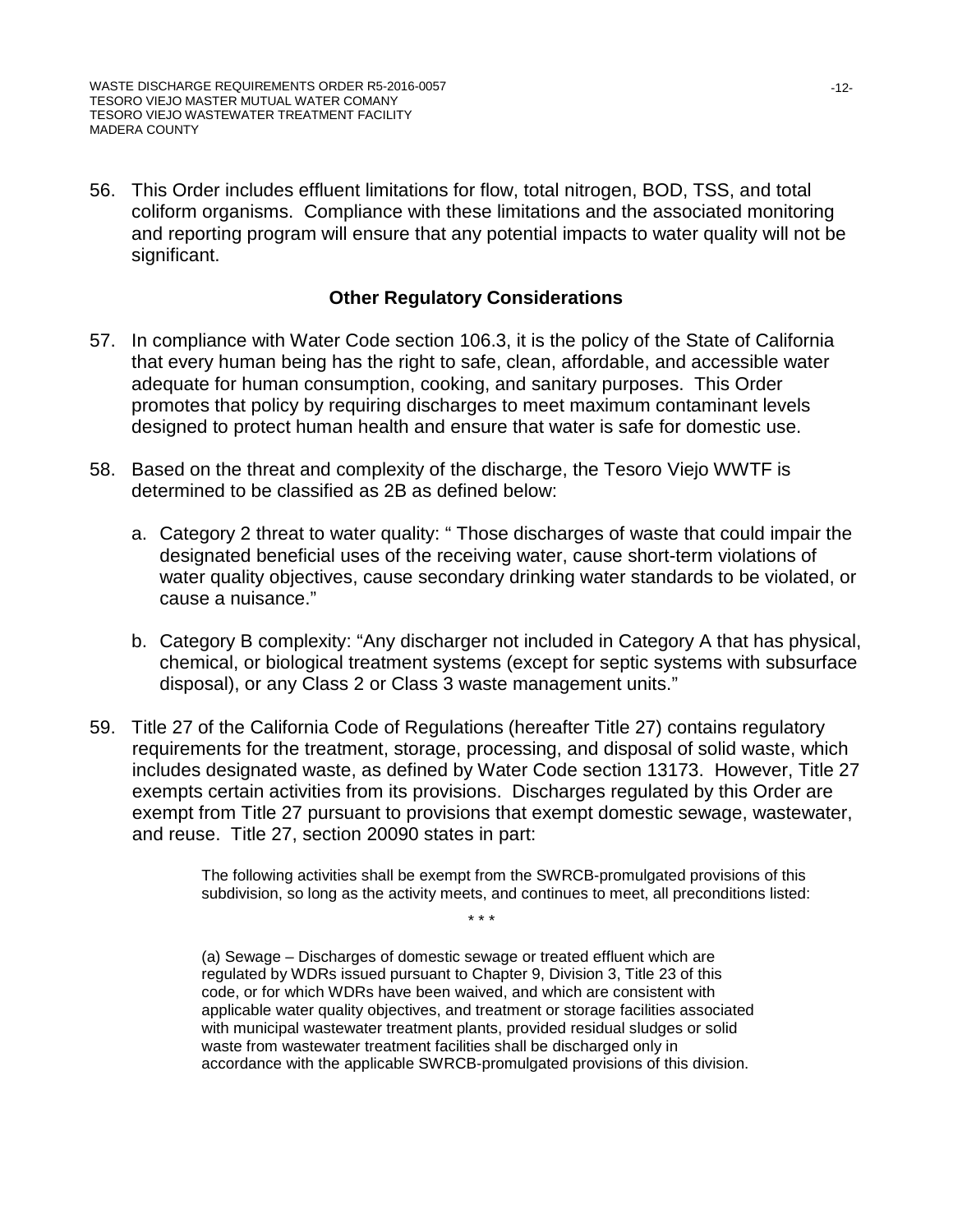56. This Order includes effluent limitations for flow, total nitrogen, BOD, TSS, and total coliform organisms. Compliance with these limitations and the associated monitoring and reporting program will ensure that any potential impacts to water quality will not be significant.

## Other Regulatory Considerations

57. In compliance with Water Code section 106.3, it is the policy of the State of California that every human being has the right to safe, clean, affordable, and accessible water adequate for human consumption, cooking, and sanitary purposes. This Order promotes that policy by requiring discharges to meet maximum contaminant levels designed to protect human health and ensure that water is safe for domestic use.

58. Based on the threat and complexity of the discharge, the Tesoro Viejo WWTF is determined to be classified as 2B as defined below:

    a. Category 2 threat to water quality: " Those discharges of waste that could impair the designated beneficial uses of the receiving water, cause short-term violations of water quality objectives, cause secondary drinking water standards to be violated, or cause a nuisance."

    b. Category B complexity: "Any discharger not included in Category A that has physical, chemical, or biological treatment systems (except for septic systems with subsurface disposal), or any Class 2 or Class 3 waste management units."

59. Title 27 of the California Code of Regulations (hereafter Title 27) contains regulatory requirements for the treatment, storage, processing, and disposal of solid waste, which includes designated waste, as defined by Water Code section 13173. However, Title 27 exempts certain activities from its provisions. Discharges regulated by this Order are exempt from Title 27 pursuant to provisions that exempt domestic sewage, wastewater, and reuse. Title 27, section 20090 states in part:

    > The following activities shall be exempt from the SWRCB-promulgated provisions of this subdivision, so long as the activity meets, and continues to meet, all preconditions listed:
    >
    > \* \* \*
    >
    > (a) Sewage – Discharges of domestic sewage or treated effluent which are regulated by WDRs issued pursuant to Chapter 9, Division 3, Title 23 of this code, or for which WDRs have been waived, and which are consistent with applicable water quality objectives, and treatment or storage facilities associated with municipal wastewater treatment plants, provided residual sludges or solid waste from wastewater treatment facilities shall be discharged only in accordance with the applicable SWRCB-promulgated provisions of this division.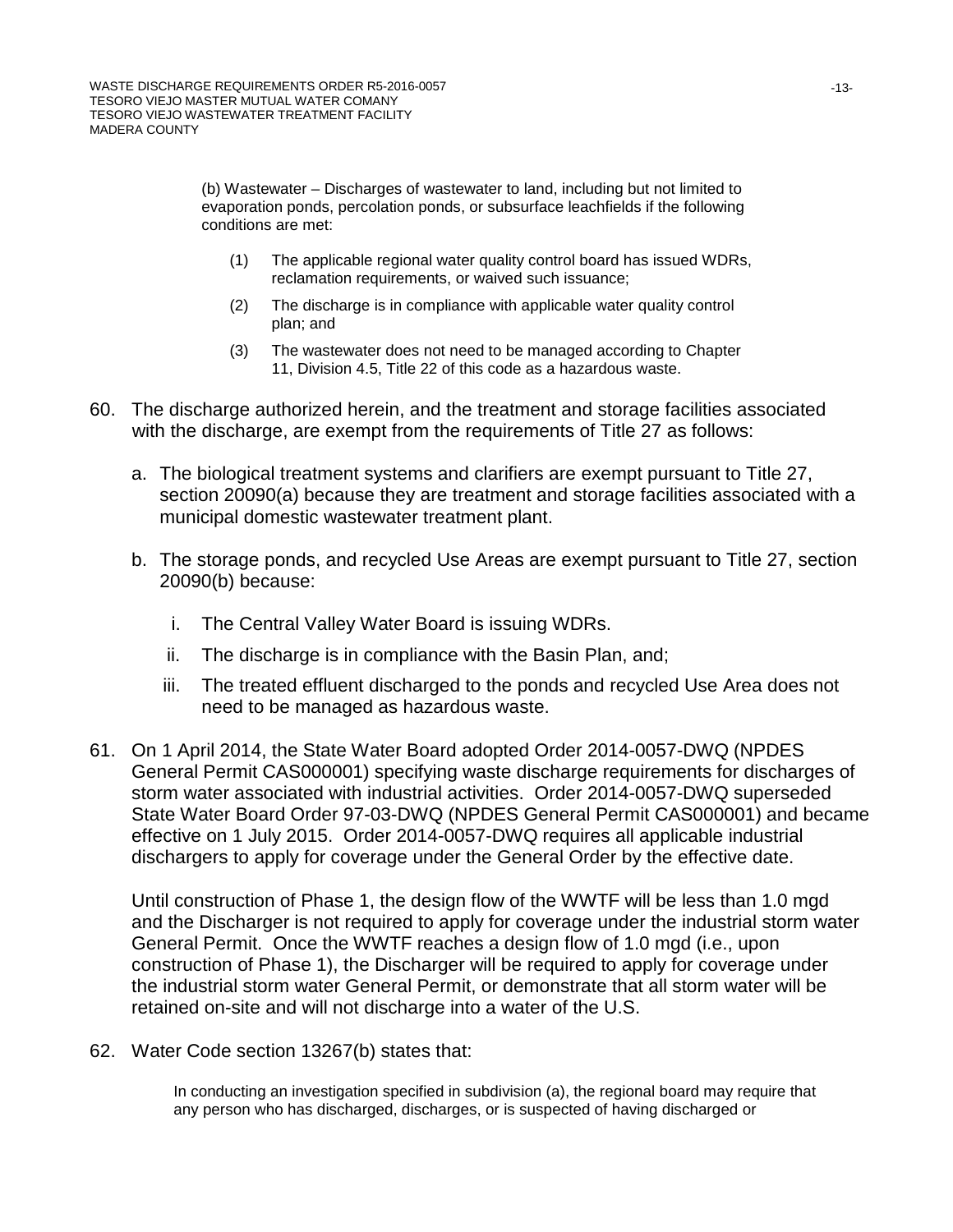> (b) Wastewater – Discharges of wastewater to land, including but not limited to evaporation ponds, percolation ponds, or subsurface leachfields if the following conditions are met:
>
> (1) The applicable regional water quality control board has issued WDRs, reclamation requirements, or waived such issuance;
>
> (2) The discharge is in compliance with applicable water quality control plan; and
>
> (3) The wastewater does not need to be managed according to Chapter 11, Division 4.5, Title 22 of this code as a hazardous waste.

60. The discharge authorized herein, and the treatment and storage facilities associated with the discharge, are exempt from the requirements of Title 27 as follows:

    a. The biological treatment systems and clarifiers are exempt pursuant to Title 27, section 20090(a) because they are treatment and storage facilities associated with a municipal domestic wastewater treatment plant.

    b. The storage ponds, and recycled Use Areas are exempt pursuant to Title 27, section 20090(b) because:

       i. The Central Valley Water Board is issuing WDRs.

       ii. The discharge is in compliance with the Basin Plan, and;

       iii. The treated effluent discharged to the ponds and recycled Use Area does not need to be managed as hazardous waste.

61. On 1 April 2014, the State Water Board adopted Order 2014-0057-DWQ (NPDES General Permit CAS000001) specifying waste discharge requirements for discharges of storm water associated with industrial activities. Order 2014-0057-DWQ superseded State Water Board Order 97-03-DWQ (NPDES General Permit CAS000001) and became effective on 1 July 2015. Order 2014-0057-DWQ requires all applicable industrial dischargers to apply for coverage under the General Order by the effective date.

    Until construction of Phase 1, the design flow of the WWTF will be less than 1.0 mgd and the Discharger is not required to apply for coverage under the industrial storm water General Permit. Once the WWTF reaches a design flow of 1.0 mgd (i.e., upon construction of Phase 1), the Discharger will be required to apply for coverage under the industrial storm water General Permit, or demonstrate that all storm water will be retained on-site and will not discharge into a water of the U.S.

62. Water Code section 13267(b) states that:

    > In conducting an investigation specified in subdivision (a), the regional board may require that any person who has discharged, discharges, or is suspected of having discharged or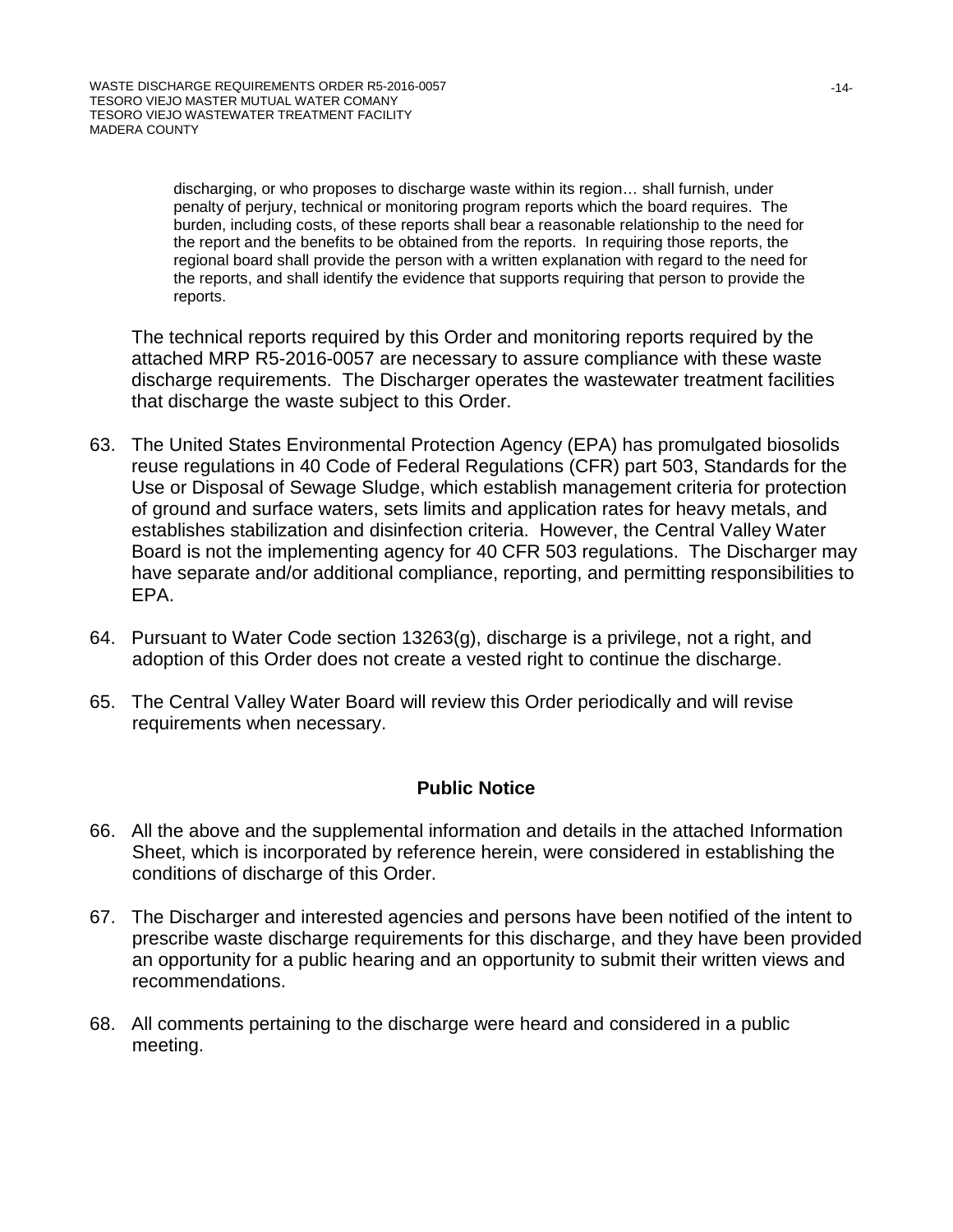> discharging, or who proposes to discharge waste within its region… shall furnish, under penalty of perjury, technical or monitoring program reports which the board requires. The burden, including costs, of these reports shall bear a reasonable relationship to the need for the report and the benefits to be obtained from the reports. In requiring those reports, the regional board shall provide the person with a written explanation with regard to the need for the reports, and shall identify the evidence that supports requiring that person to provide the reports.

The technical reports required by this Order and monitoring reports required by the attached MRP R5-2016-0057 are necessary to assure compliance with these waste discharge requirements. The Discharger operates the wastewater treatment facilities that discharge the waste subject to this Order.

63. The United States Environmental Protection Agency (EPA) has promulgated biosolids reuse regulations in 40 Code of Federal Regulations (CFR) part 503, Standards for the Use or Disposal of Sewage Sludge, which establish management criteria for protection of ground and surface waters, sets limits and application rates for heavy metals, and establishes stabilization and disinfection criteria. However, the Central Valley Water Board is not the implementing agency for 40 CFR 503 regulations. The Discharger may have separate and/or additional compliance, reporting, and permitting responsibilities to EPA.

64. Pursuant to Water Code section 13263(g), discharge is a privilege, not a right, and adoption of this Order does not create a vested right to continue the discharge.

65. The Central Valley Water Board will review this Order periodically and will revise requirements when necessary.

## Public Notice

66. All the above and the supplemental information and details in the attached Information Sheet, which is incorporated by reference herein, were considered in establishing the conditions of discharge of this Order.

67. The Discharger and interested agencies and persons have been notified of the intent to prescribe waste discharge requirements for this discharge, and they have been provided an opportunity for a public hearing and an opportunity to submit their written views and recommendations.

68. All comments pertaining to the discharge were heard and considered in a public meeting.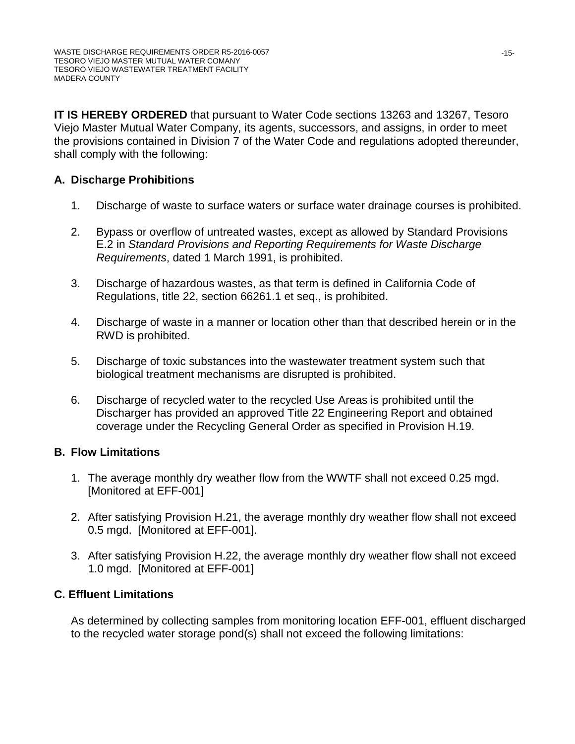**IT IS HEREBY ORDERED** that pursuant to Water Code sections 13263 and 13267, Tesoro Viejo Master Mutual Water Company, its agents, successors, and assigns, in order to meet the provisions contained in Division 7 of the Water Code and regulations adopted thereunder, shall comply with the following:

## A. Discharge Prohibitions

1. Discharge of waste to surface waters or surface water drainage courses is prohibited.

2. Bypass or overflow of untreated wastes, except as allowed by Standard Provisions E.2 in *Standard Provisions and Reporting Requirements for Waste Discharge Requirements*, dated 1 March 1991, is prohibited.

3. Discharge of hazardous wastes, as that term is defined in California Code of Regulations, title 22, section 66261.1 et seq., is prohibited.

4. Discharge of waste in a manner or location other than that described herein or in the RWD is prohibited.

5. Discharge of toxic substances into the wastewater treatment system such that biological treatment mechanisms are disrupted is prohibited.

6. Discharge of recycled water to the recycled Use Areas is prohibited until the Discharger has provided an approved Title 22 Engineering Report and obtained coverage under the Recycling General Order as specified in Provision H.19.

## B. Flow Limitations

1. The average monthly dry weather flow from the WWTF shall not exceed 0.25 mgd. [Monitored at EFF-001]

2. After satisfying Provision H.21, the average monthly dry weather flow shall not exceed 0.5 mgd. [Monitored at EFF-001].

3. After satisfying Provision H.22, the average monthly dry weather flow shall not exceed 1.0 mgd. [Monitored at EFF-001]

## C. Effluent Limitations

As determined by collecting samples from monitoring location EFF-001, effluent discharged to the recycled water storage pond(s) shall not exceed the following limitations: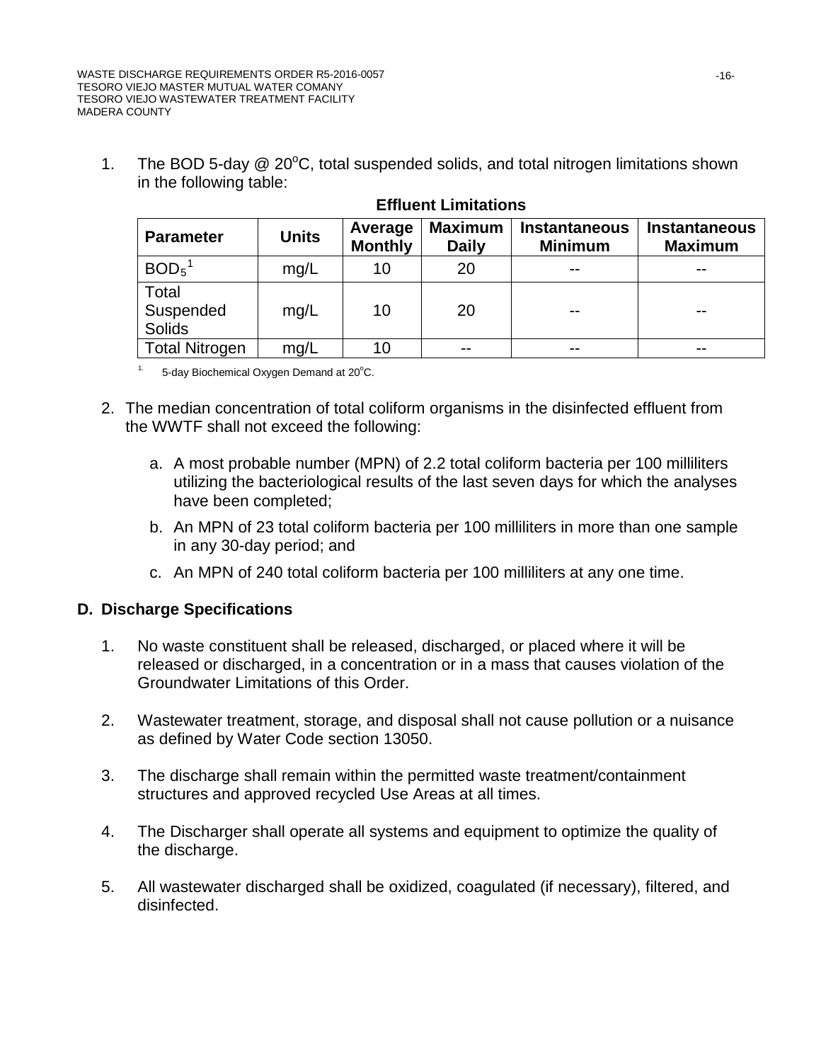1. The BOD 5-day @ 20°C, total suspended solids, and total nitrogen limitations shown in the following table:

**Effluent Limitations**

| Parameter | Units | Average Monthly | Maximum Daily | Instantaneous Minimum | Instantaneous Maximum |
|---|---|---|---|---|---|
| $BOD_5$[1] | mg/L | 10 | 20 | -- | -- |
| Total Suspended Solids | mg/L | 10 | 20 | -- | -- |
| Total Nitrogen | mg/L | 10 | -- | -- | -- |

[1] 5-day Biochemical Oxygen Demand at 20°C.

2. The median concentration of total coliform organisms in the disinfected effluent from the WWTF shall not exceed the following:

    a. A most probable number (MPN) of 2.2 total coliform bacteria per 100 milliliters utilizing the bacteriological results of the last seven days for which the analyses have been completed;

    b. An MPN of 23 total coliform bacteria per 100 milliliters in more than one sample in any 30-day period; and

    c. An MPN of 240 total coliform bacteria per 100 milliliters at any one time.

## D. Discharge Specifications

1. No waste constituent shall be released, discharged, or placed where it will be released or discharged, in a concentration or in a mass that causes violation of the Groundwater Limitations of this Order.

2. Wastewater treatment, storage, and disposal shall not cause pollution or a nuisance as defined by Water Code section 13050.

3. The discharge shall remain within the permitted waste treatment/containment structures and approved recycled Use Areas at all times.

4. The Discharger shall operate all systems and equipment to optimize the quality of the discharge.

5. All wastewater discharged shall be oxidized, coagulated (if necessary), filtered, and disinfected.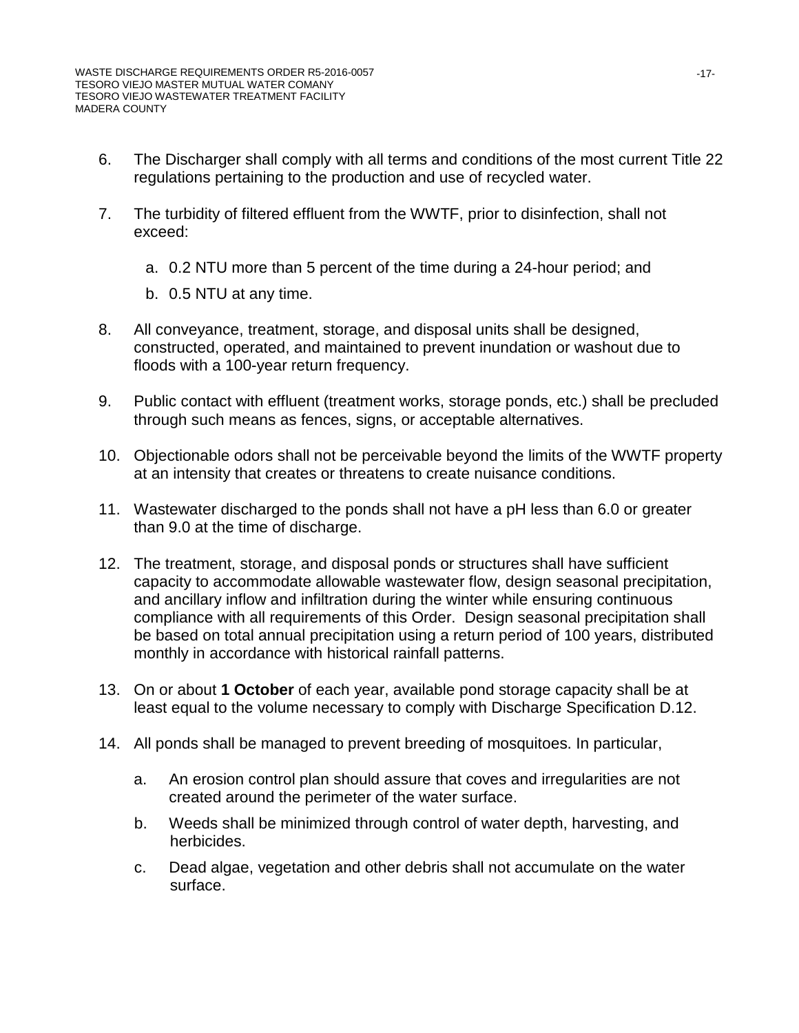6. The Discharger shall comply with all terms and conditions of the most current Title 22 regulations pertaining to the production and use of recycled water.

7. The turbidity of filtered effluent from the WWTF, prior to disinfection, shall not exceed:

   a. 0.2 NTU more than 5 percent of the time during a 24-hour period; and

   b. 0.5 NTU at any time.

8. All conveyance, treatment, storage, and disposal units shall be designed, constructed, operated, and maintained to prevent inundation or washout due to floods with a 100-year return frequency.

9. Public contact with effluent (treatment works, storage ponds, etc.) shall be precluded through such means as fences, signs, or acceptable alternatives.

10. Objectionable odors shall not be perceivable beyond the limits of the WWTF property at an intensity that creates or threatens to create nuisance conditions.

11. Wastewater discharged to the ponds shall not have a pH less than 6.0 or greater than 9.0 at the time of discharge.

12. The treatment, storage, and disposal ponds or structures shall have sufficient capacity to accommodate allowable wastewater flow, design seasonal precipitation, and ancillary inflow and infiltration during the winter while ensuring continuous compliance with all requirements of this Order. Design seasonal precipitation shall be based on total annual precipitation using a return period of 100 years, distributed monthly in accordance with historical rainfall patterns.

13. On or about **1 October** of each year, available pond storage capacity shall be at least equal to the volume necessary to comply with Discharge Specification D.12.

14. All ponds shall be managed to prevent breeding of mosquitoes. In particular,

    a. An erosion control plan should assure that coves and irregularities are not created around the perimeter of the water surface.

    b. Weeds shall be minimized through control of water depth, harvesting, and herbicides.

    c. Dead algae, vegetation and other debris shall not accumulate on the water surface.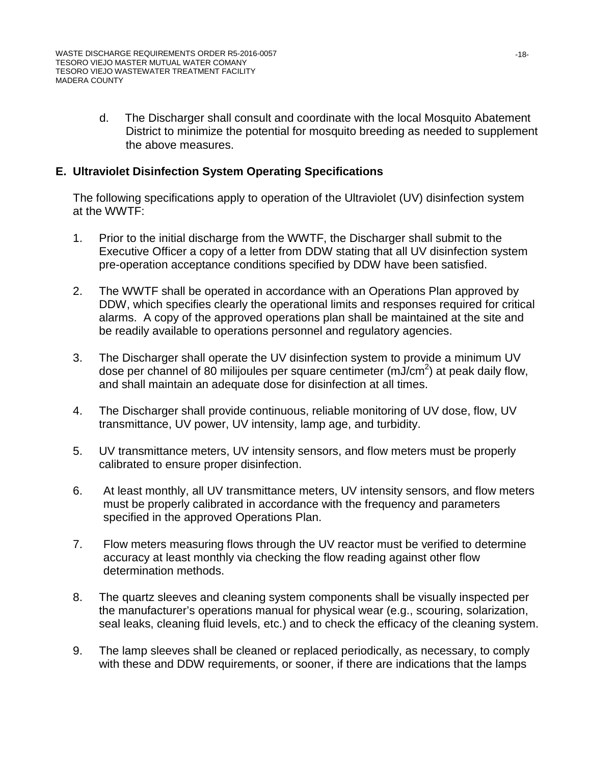d. The Discharger shall consult and coordinate with the local Mosquito Abatement District to minimize the potential for mosquito breeding as needed to supplement the above measures.

## E. Ultraviolet Disinfection System Operating Specifications

The following specifications apply to operation of the Ultraviolet (UV) disinfection system at the WWTF:

1. Prior to the initial discharge from the WWTF, the Discharger shall submit to the Executive Officer a copy of a letter from DDW stating that all UV disinfection system pre-operation acceptance conditions specified by DDW have been satisfied.

2. The WWTF shall be operated in accordance with an Operations Plan approved by DDW, which specifies clearly the operational limits and responses required for critical alarms. A copy of the approved operations plan shall be maintained at the site and be readily available to operations personnel and regulatory agencies.

3. The Discharger shall operate the UV disinfection system to provide a minimum UV dose per channel of 80 milijoules per square centimeter ($mJ/cm^2$) at peak daily flow, and shall maintain an adequate dose for disinfection at all times.

4. The Discharger shall provide continuous, reliable monitoring of UV dose, flow, UV transmittance, UV power, UV intensity, lamp age, and turbidity.

5. UV transmittance meters, UV intensity sensors, and flow meters must be properly calibrated to ensure proper disinfection.

6. At least monthly, all UV transmittance meters, UV intensity sensors, and flow meters must be properly calibrated in accordance with the frequency and parameters specified in the approved Operations Plan.

7. Flow meters measuring flows through the UV reactor must be verified to determine accuracy at least monthly via checking the flow reading against other flow determination methods.

8. The quartz sleeves and cleaning system components shall be visually inspected per the manufacturer's operations manual for physical wear (e.g., scouring, solarization, seal leaks, cleaning fluid levels, etc.) and to check the efficacy of the cleaning system.

9. The lamp sleeves shall be cleaned or replaced periodically, as necessary, to comply with these and DDW requirements, or sooner, if there are indications that the lamps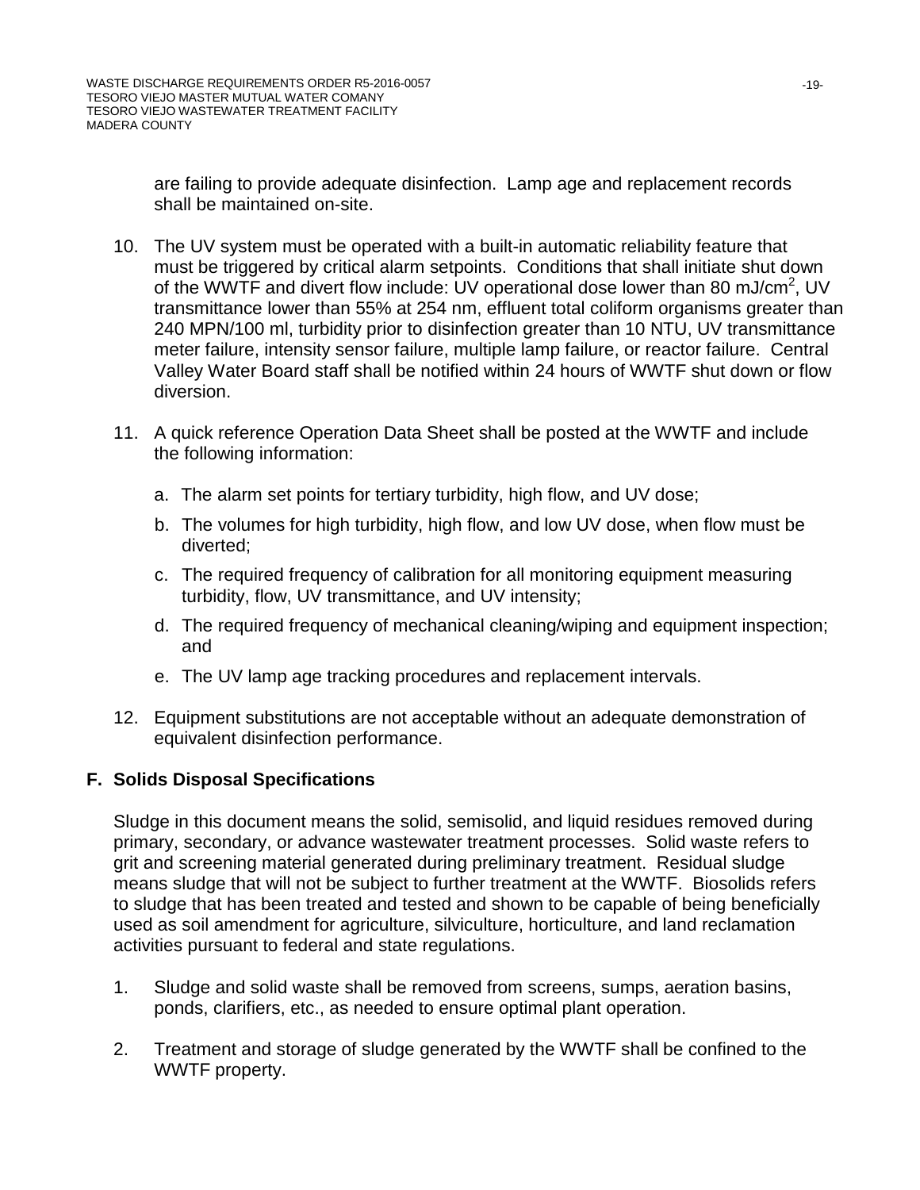are failing to provide adequate disinfection. Lamp age and replacement records shall be maintained on-site.

10. The UV system must be operated with a built-in automatic reliability feature that must be triggered by critical alarm setpoints. Conditions that shall initiate shut down of the WWTF and divert flow include: UV operational dose lower than 80 $mJ/cm^2$, UV transmittance lower than 55% at 254 nm, effluent total coliform organisms greater than 240 MPN/100 ml, turbidity prior to disinfection greater than 10 NTU, UV transmittance meter failure, intensity sensor failure, multiple lamp failure, or reactor failure. Central Valley Water Board staff shall be notified within 24 hours of WWTF shut down or flow diversion.

11. A quick reference Operation Data Sheet shall be posted at the WWTF and include the following information:

    a. The alarm set points for tertiary turbidity, high flow, and UV dose;

    b. The volumes for high turbidity, high flow, and low UV dose, when flow must be diverted;

    c. The required frequency of calibration for all monitoring equipment measuring turbidity, flow, UV transmittance, and UV intensity;

    d. The required frequency of mechanical cleaning/wiping and equipment inspection; and

    e. The UV lamp age tracking procedures and replacement intervals.

12. Equipment substitutions are not acceptable without an adequate demonstration of equivalent disinfection performance.

## F. Solids Disposal Specifications

Sludge in this document means the solid, semisolid, and liquid residues removed during primary, secondary, or advance wastewater treatment processes. Solid waste refers to grit and screening material generated during preliminary treatment. Residual sludge means sludge that will not be subject to further treatment at the WWTF. Biosolids refers to sludge that has been treated and tested and shown to be capable of being beneficially used as soil amendment for agriculture, silviculture, horticulture, and land reclamation activities pursuant to federal and state regulations.

1. Sludge and solid waste shall be removed from screens, sumps, aeration basins, ponds, clarifiers, etc., as needed to ensure optimal plant operation.

2. Treatment and storage of sludge generated by the WWTF shall be confined to the WWTF property.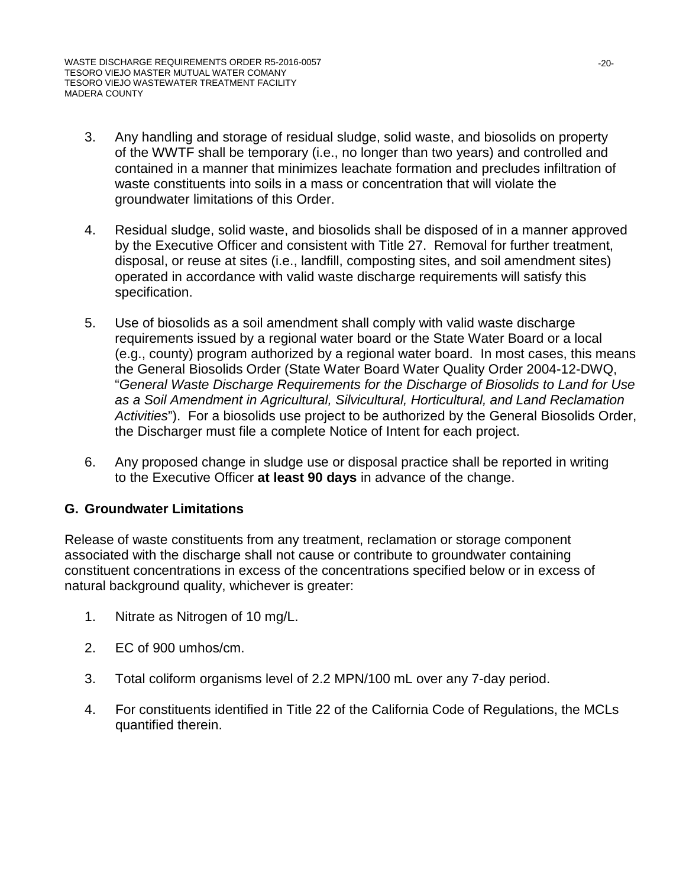3. Any handling and storage of residual sludge, solid waste, and biosolids on property of the WWTF shall be temporary (i.e., no longer than two years) and controlled and contained in a manner that minimizes leachate formation and precludes infiltration of waste constituents into soils in a mass or concentration that will violate the groundwater limitations of this Order.

4. Residual sludge, solid waste, and biosolids shall be disposed of in a manner approved by the Executive Officer and consistent with Title 27. Removal for further treatment, disposal, or reuse at sites (i.e., landfill, composting sites, and soil amendment sites) operated in accordance with valid waste discharge requirements will satisfy this specification.

5. Use of biosolids as a soil amendment shall comply with valid waste discharge requirements issued by a regional water board or the State Water Board or a local (e.g., county) program authorized by a regional water board. In most cases, this means the General Biosolids Order (State Water Board Water Quality Order 2004-12-DWQ, "*General Waste Discharge Requirements for the Discharge of Biosolids to Land for Use as a Soil Amendment in Agricultural, Silvicultural, Horticultural, and Land Reclamation Activities*"). For a biosolids use project to be authorized by the General Biosolids Order, the Discharger must file a complete Notice of Intent for each project.

6. Any proposed change in sludge use or disposal practice shall be reported in writing to the Executive Officer **at least 90 days** in advance of the change.

## G. Groundwater Limitations

Release of waste constituents from any treatment, reclamation or storage component associated with the discharge shall not cause or contribute to groundwater containing constituent concentrations in excess of the concentrations specified below or in excess of natural background quality, whichever is greater:

1. Nitrate as Nitrogen of 10 mg/L.

2. EC of 900 umhos/cm.

3. Total coliform organisms level of 2.2 MPN/100 mL over any 7-day period.

4. For constituents identified in Title 22 of the California Code of Regulations, the MCLs quantified therein.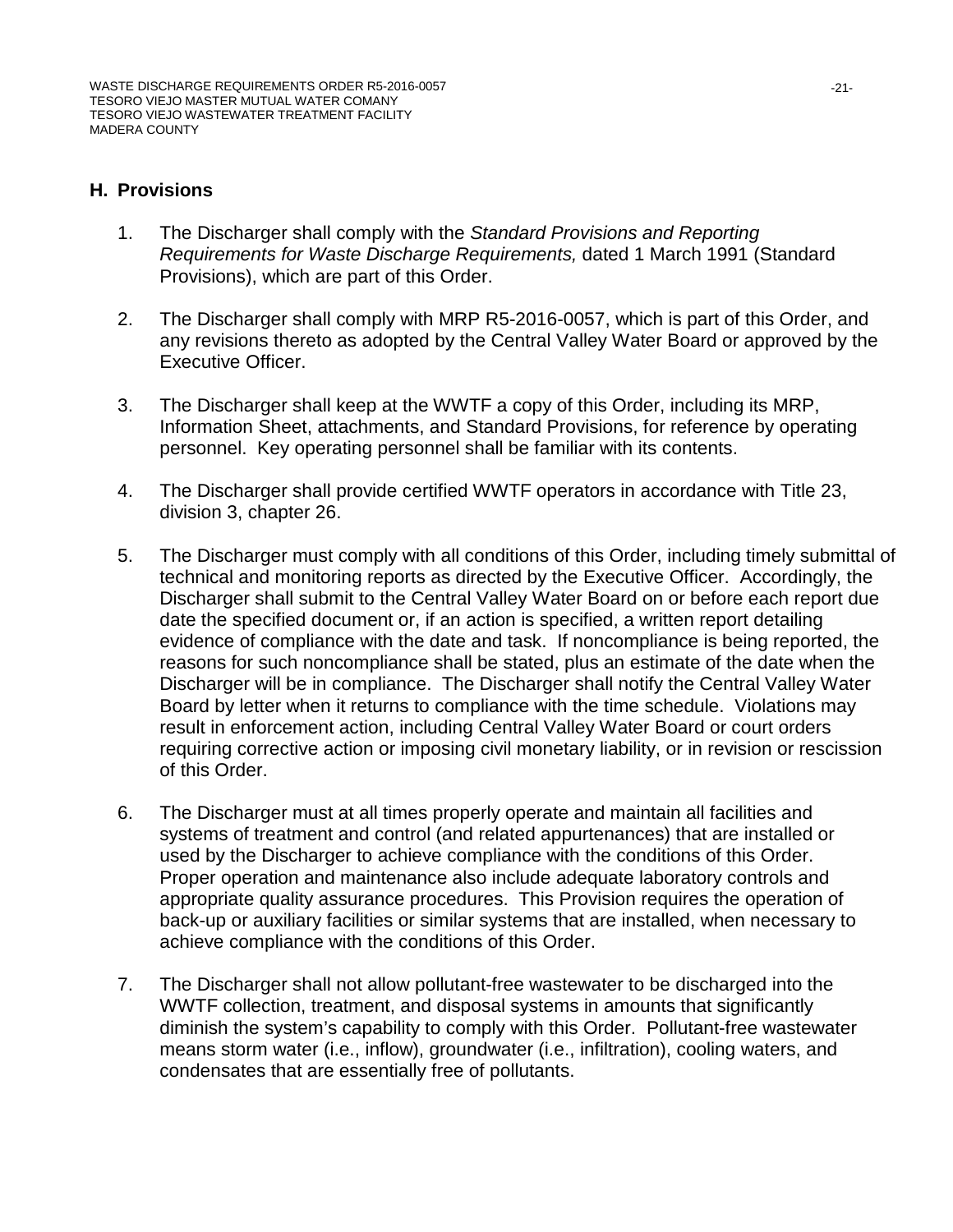## H. Provisions

1. The Discharger shall comply with the *Standard Provisions and Reporting Requirements for Waste Discharge Requirements,* dated 1 March 1991 (Standard Provisions), which are part of this Order.

2. The Discharger shall comply with MRP R5-2016-0057, which is part of this Order, and any revisions thereto as adopted by the Central Valley Water Board or approved by the Executive Officer.

3. The Discharger shall keep at the WWTF a copy of this Order, including its MRP, Information Sheet, attachments, and Standard Provisions, for reference by operating personnel. Key operating personnel shall be familiar with its contents.

4. The Discharger shall provide certified WWTF operators in accordance with Title 23, division 3, chapter 26.

5. The Discharger must comply with all conditions of this Order, including timely submittal of technical and monitoring reports as directed by the Executive Officer. Accordingly, the Discharger shall submit to the Central Valley Water Board on or before each report due date the specified document or, if an action is specified, a written report detailing evidence of compliance with the date and task. If noncompliance is being reported, the reasons for such noncompliance shall be stated, plus an estimate of the date when the Discharger will be in compliance. The Discharger shall notify the Central Valley Water Board by letter when it returns to compliance with the time schedule. Violations may result in enforcement action, including Central Valley Water Board or court orders requiring corrective action or imposing civil monetary liability, or in revision or rescission of this Order.

6. The Discharger must at all times properly operate and maintain all facilities and systems of treatment and control (and related appurtenances) that are installed or used by the Discharger to achieve compliance with the conditions of this Order. Proper operation and maintenance also include adequate laboratory controls and appropriate quality assurance procedures. This Provision requires the operation of back-up or auxiliary facilities or similar systems that are installed, when necessary to achieve compliance with the conditions of this Order.

7. The Discharger shall not allow pollutant-free wastewater to be discharged into the WWTF collection, treatment, and disposal systems in amounts that significantly diminish the system's capability to comply with this Order. Pollutant-free wastewater means storm water (i.e., inflow), groundwater (i.e., infiltration), cooling waters, and condensates that are essentially free of pollutants.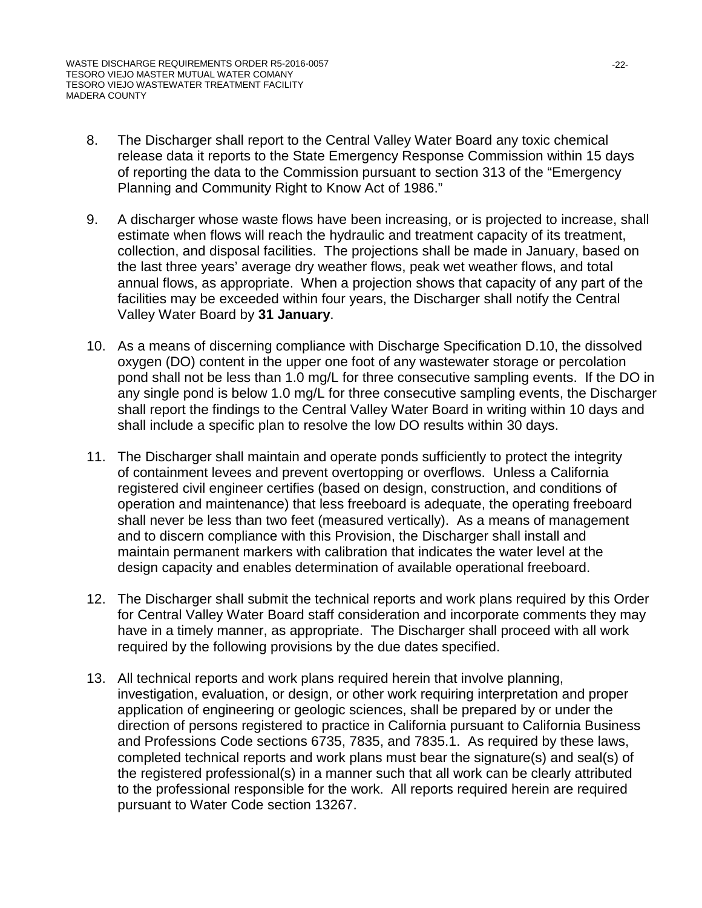8. The Discharger shall report to the Central Valley Water Board any toxic chemical release data it reports to the State Emergency Response Commission within 15 days of reporting the data to the Commission pursuant to section 313 of the "Emergency Planning and Community Right to Know Act of 1986."

9. A discharger whose waste flows have been increasing, or is projected to increase, shall estimate when flows will reach the hydraulic and treatment capacity of its treatment, collection, and disposal facilities. The projections shall be made in January, based on the last three years' average dry weather flows, peak wet weather flows, and total annual flows, as appropriate. When a projection shows that capacity of any part of the facilities may be exceeded within four years, the Discharger shall notify the Central Valley Water Board by **31 January**.

10. As a means of discerning compliance with Discharge Specification D.10, the dissolved oxygen (DO) content in the upper one foot of any wastewater storage or percolation pond shall not be less than 1.0 mg/L for three consecutive sampling events. If the DO in any single pond is below 1.0 mg/L for three consecutive sampling events, the Discharger shall report the findings to the Central Valley Water Board in writing within 10 days and shall include a specific plan to resolve the low DO results within 30 days.

11. The Discharger shall maintain and operate ponds sufficiently to protect the integrity of containment levees and prevent overtopping or overflows. Unless a California registered civil engineer certifies (based on design, construction, and conditions of operation and maintenance) that less freeboard is adequate, the operating freeboard shall never be less than two feet (measured vertically). As a means of management and to discern compliance with this Provision, the Discharger shall install and maintain permanent markers with calibration that indicates the water level at the design capacity and enables determination of available operational freeboard.

12. The Discharger shall submit the technical reports and work plans required by this Order for Central Valley Water Board staff consideration and incorporate comments they may have in a timely manner, as appropriate. The Discharger shall proceed with all work required by the following provisions by the due dates specified.

13. All technical reports and work plans required herein that involve planning, investigation, evaluation, or design, or other work requiring interpretation and proper application of engineering or geologic sciences, shall be prepared by or under the direction of persons registered to practice in California pursuant to California Business and Professions Code sections 6735, 7835, and 7835.1. As required by these laws, completed technical reports and work plans must bear the signature(s) and seal(s) of the registered professional(s) in a manner such that all work can be clearly attributed to the professional responsible for the work. All reports required herein are required pursuant to Water Code section 13267.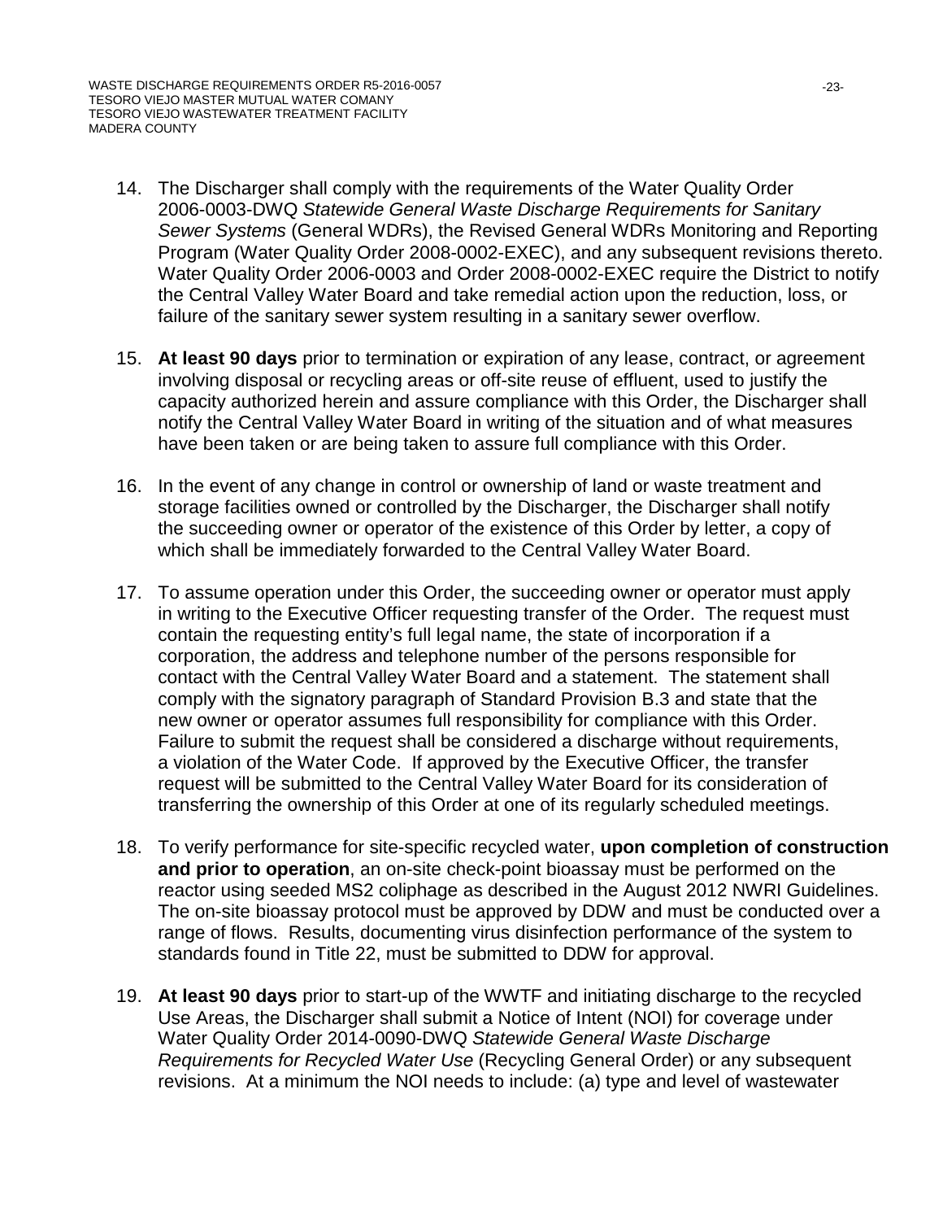14. The Discharger shall comply with the requirements of the Water Quality Order 2006-0003-DWQ *Statewide General Waste Discharge Requirements for Sanitary Sewer Systems* (General WDRs), the Revised General WDRs Monitoring and Reporting Program (Water Quality Order 2008-0002-EXEC), and any subsequent revisions thereto. Water Quality Order 2006-0003 and Order 2008-0002-EXEC require the District to notify the Central Valley Water Board and take remedial action upon the reduction, loss, or failure of the sanitary sewer system resulting in a sanitary sewer overflow.

15. **At least 90 days** prior to termination or expiration of any lease, contract, or agreement involving disposal or recycling areas or off-site reuse of effluent, used to justify the capacity authorized herein and assure compliance with this Order, the Discharger shall notify the Central Valley Water Board in writing of the situation and of what measures have been taken or are being taken to assure full compliance with this Order.

16. In the event of any change in control or ownership of land or waste treatment and storage facilities owned or controlled by the Discharger, the Discharger shall notify the succeeding owner or operator of the existence of this Order by letter, a copy of which shall be immediately forwarded to the Central Valley Water Board.

17. To assume operation under this Order, the succeeding owner or operator must apply in writing to the Executive Officer requesting transfer of the Order. The request must contain the requesting entity's full legal name, the state of incorporation if a corporation, the address and telephone number of the persons responsible for contact with the Central Valley Water Board and a statement. The statement shall comply with the signatory paragraph of Standard Provision B.3 and state that the new owner or operator assumes full responsibility for compliance with this Order. Failure to submit the request shall be considered a discharge without requirements, a violation of the Water Code. If approved by the Executive Officer, the transfer request will be submitted to the Central Valley Water Board for its consideration of transferring the ownership of this Order at one of its regularly scheduled meetings.

18. To verify performance for site-specific recycled water, **upon completion of construction and prior to operation**, an on-site check-point bioassay must be performed on the reactor using seeded MS2 coliphage as described in the August 2012 NWRI Guidelines. The on-site bioassay protocol must be approved by DDW and must be conducted over a range of flows. Results, documenting virus disinfection performance of the system to standards found in Title 22, must be submitted to DDW for approval.

19. **At least 90 days** prior to start-up of the WWTF and initiating discharge to the recycled Use Areas, the Discharger shall submit a Notice of Intent (NOI) for coverage under Water Quality Order 2014-0090-DWQ *Statewide General Waste Discharge Requirements for Recycled Water Use* (Recycling General Order) or any subsequent revisions. At a minimum the NOI needs to include: (a) type and level of wastewater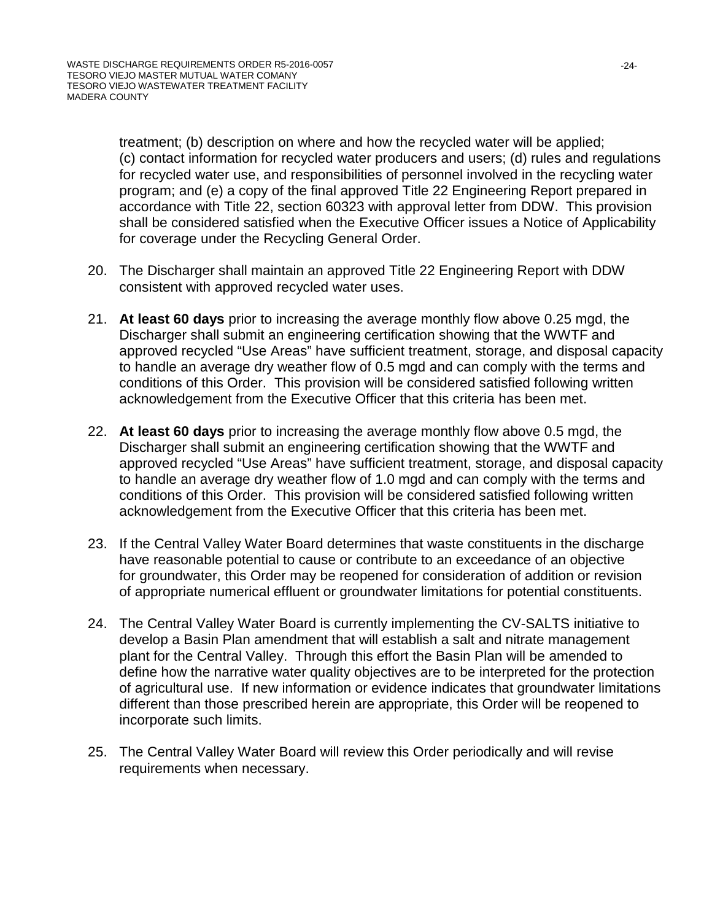treatment; (b) description on where and how the recycled water will be applied; (c) contact information for recycled water producers and users; (d) rules and regulations for recycled water use, and responsibilities of personnel involved in the recycling water program; and (e) a copy of the final approved Title 22 Engineering Report prepared in accordance with Title 22, section 60323 with approval letter from DDW. This provision shall be considered satisfied when the Executive Officer issues a Notice of Applicability for coverage under the Recycling General Order.

20. The Discharger shall maintain an approved Title 22 Engineering Report with DDW consistent with approved recycled water uses.

21. **At least 60 days** prior to increasing the average monthly flow above 0.25 mgd, the Discharger shall submit an engineering certification showing that the WWTF and approved recycled "Use Areas" have sufficient treatment, storage, and disposal capacity to handle an average dry weather flow of 0.5 mgd and can comply with the terms and conditions of this Order. This provision will be considered satisfied following written acknowledgement from the Executive Officer that this criteria has been met.

22. **At least 60 days** prior to increasing the average monthly flow above 0.5 mgd, the Discharger shall submit an engineering certification showing that the WWTF and approved recycled "Use Areas" have sufficient treatment, storage, and disposal capacity to handle an average dry weather flow of 1.0 mgd and can comply with the terms and conditions of this Order. This provision will be considered satisfied following written acknowledgement from the Executive Officer that this criteria has been met.

23. If the Central Valley Water Board determines that waste constituents in the discharge have reasonable potential to cause or contribute to an exceedance of an objective for groundwater, this Order may be reopened for consideration of addition or revision of appropriate numerical effluent or groundwater limitations for potential constituents.

24. The Central Valley Water Board is currently implementing the CV-SALTS initiative to develop a Basin Plan amendment that will establish a salt and nitrate management plant for the Central Valley. Through this effort the Basin Plan will be amended to define how the narrative water quality objectives are to be interpreted for the protection of agricultural use. If new information or evidence indicates that groundwater limitations different than those prescribed herein are appropriate, this Order will be reopened to incorporate such limits.

25. The Central Valley Water Board will review this Order periodically and will revise requirements when necessary.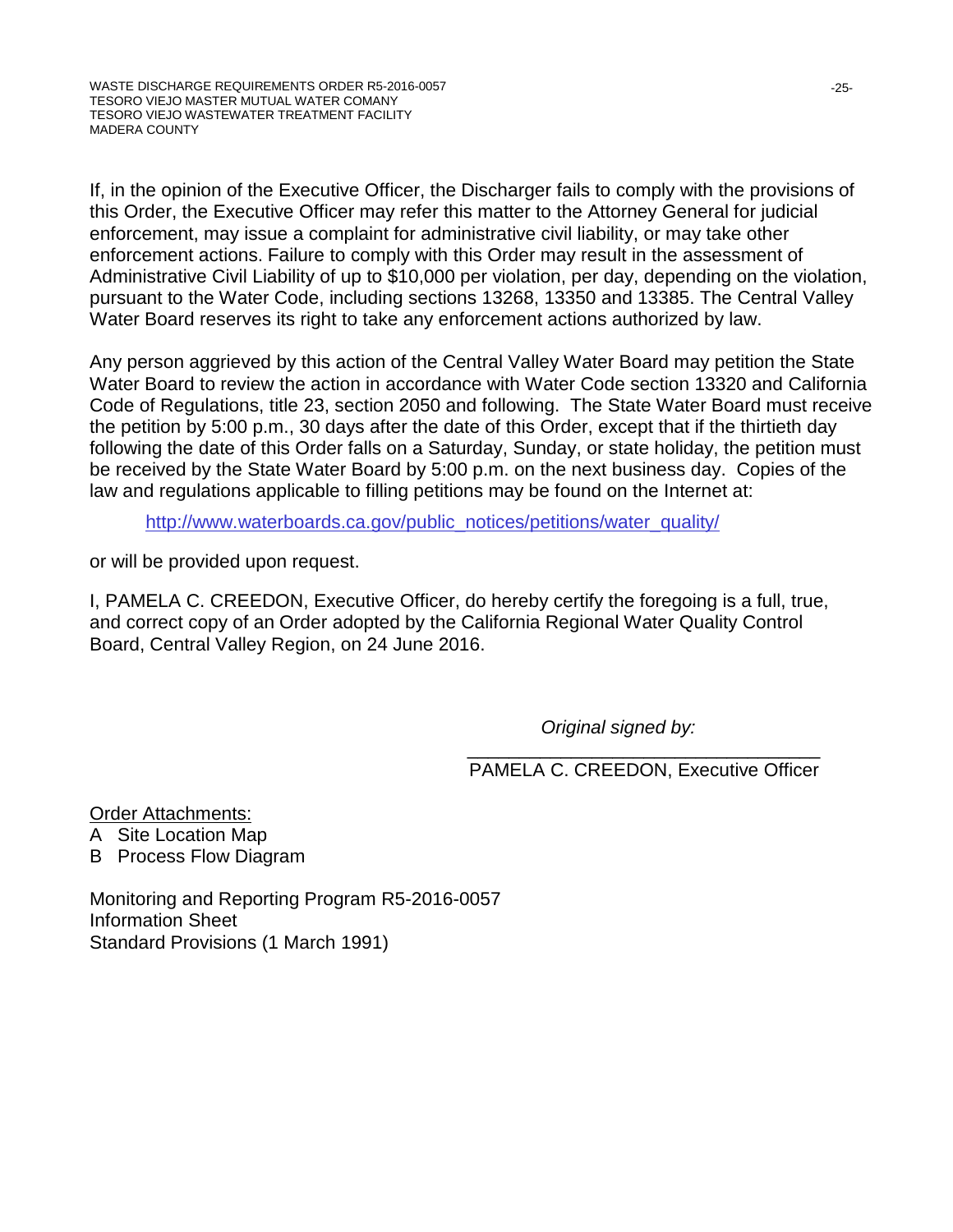If, in the opinion of the Executive Officer, the Discharger fails to comply with the provisions of this Order, the Executive Officer may refer this matter to the Attorney General for judicial enforcement, may issue a complaint for administrative civil liability, or may take other enforcement actions. Failure to comply with this Order may result in the assessment of Administrative Civil Liability of up to $10,000 per violation, per day, depending on the violation, pursuant to the Water Code, including sections 13268, 13350 and 13385. The Central Valley Water Board reserves its right to take any enforcement actions authorized by law.

Any person aggrieved by this action of the Central Valley Water Board may petition the State Water Board to review the action in accordance with Water Code section 13320 and California Code of Regulations, title 23, section 2050 and following. The State Water Board must receive the petition by 5:00 p.m., 30 days after the date of this Order, except that if the thirtieth day following the date of this Order falls on a Saturday, Sunday, or state holiday, the petition must be received by the State Water Board by 5:00 p.m. on the next business day. Copies of the law and regulations applicable to filling petitions may be found on the Internet at:

> http://www.waterboards.ca.gov/public_notices/petitions/water_quality/

or will be provided upon request.

I, PAMELA C. CREEDON, Executive Officer, do hereby certify the foregoing is a full, true, and correct copy of an Order adopted by the California Regional Water Quality Control Board, Central Valley Region, on 24 June 2016.

*Original signed by:*

\_\_\_\_\_\_\_\_\_\_\_\_\_\_\_\_\_\_\_\_\_\_\_\_\_\_\_\_\_\_\_\_\_\_

PAMELA C. CREEDON, Executive Officer

Order Attachments:

A Site Location Map

B Process Flow Diagram

Monitoring and Reporting Program R5-2016-0057

Information Sheet

Standard Provisions (1 March 1991)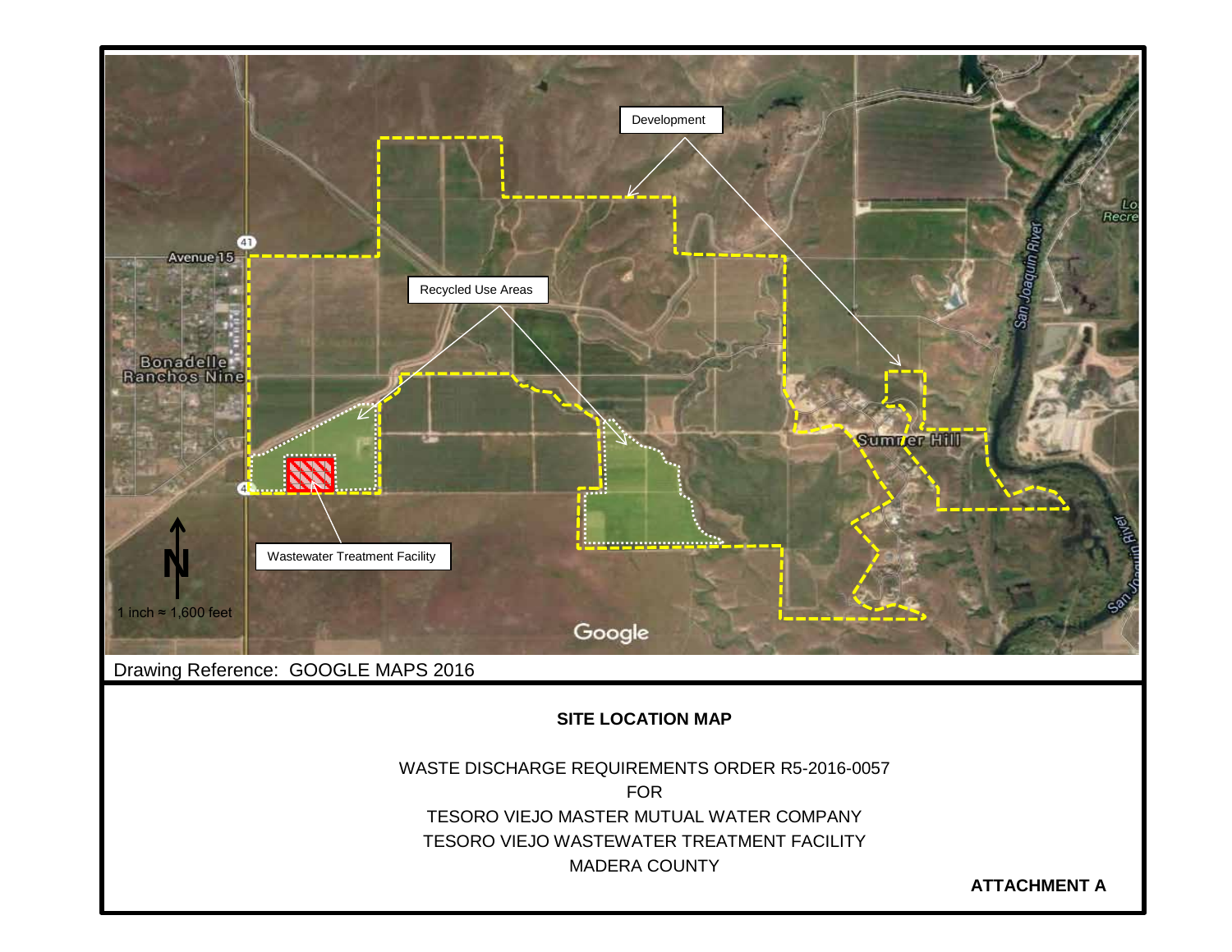Development

Recycled Use Areas

Wastewater Treatment Facility

Avenue 15

Bonadelle Ranchos Nine

Sumner Hill

San Joaquin River

N

1 inch ≈ 1,600 feet

Drawing Reference: GOOGLE MAPS 2016

**SITE LOCATION MAP**

WASTE DISCHARGE REQUIREMENTS ORDER R5-2016-0057
FOR
TESORO VIEJO MASTER MUTUAL WATER COMPANY
TESORO VIEJO WASTEWATER TREATMENT FACILITY
MADERA COUNTY

**ATTACHMENT A**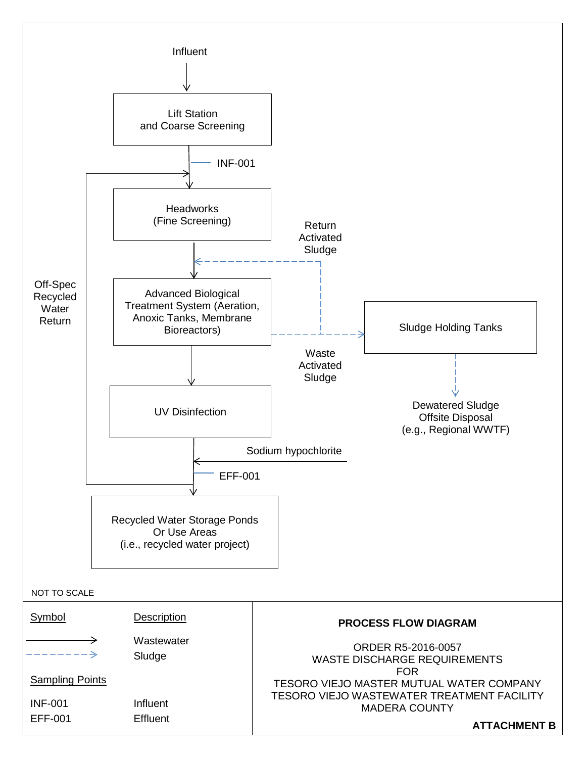Influent

Lift Station
and Coarse Screening

INF-001

Headworks
(Fine Screening)

Return
Activated
Sludge

Off-Spec
Recycled
Water
Return

Advanced Biological
Treatment System (Aeration,
Anoxic Tanks, Membrane
Bioreactors)

Sludge Holding Tanks

Waste
Activated
Sludge

UV Disinfection

Dewatered Sludge
Offsite Disposal
(e.g., Regional WWTF)

Sodium hypochlorite

EFF-001

Recycled Water Storage Ponds
Or Use Areas
(i.e., recycled water project)

NOT TO SCALE

| Symbol | Description |
|---|---|
| ——→ (solid) | Wastewater |
| - - - → (dashed) | Sludge |

**Sampling Points**

| | |
|---|---|
| INF-001 | Influent |
| EFF-001 | Effluent |

**PROCESS FLOW DIAGRAM**

ORDER R5-2016-0057
WASTE DISCHARGE REQUIREMENTS
FOR
TESORO VIEJO MASTER MUTUAL WATER COMPANY
TESORO VIEJO WASTEWATER TREATMENT FACILITY
MADERA COUNTY

**ATTACHMENT B**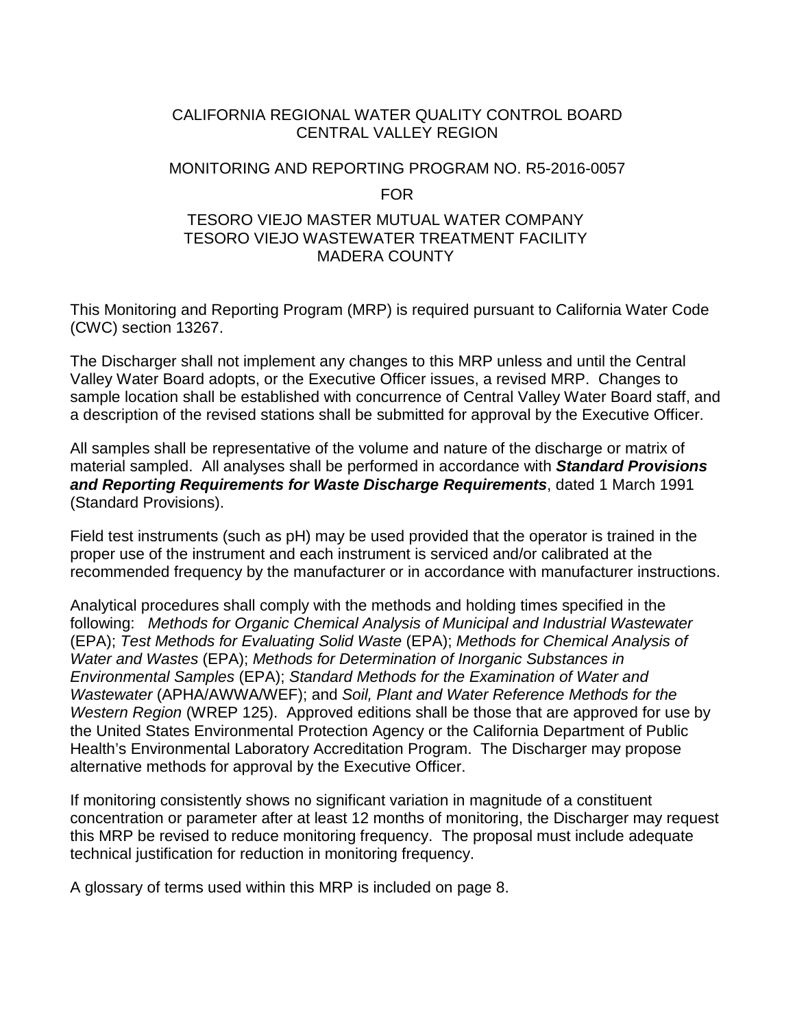CALIFORNIA REGIONAL WATER QUALITY CONTROL BOARD
CENTRAL VALLEY REGION

MONITORING AND REPORTING PROGRAM NO. R5-2016-0057

FOR

TESORO VIEJO MASTER MUTUAL WATER COMPANY
TESORO VIEJO WASTEWATER TREATMENT FACILITY
MADERA COUNTY

This Monitoring and Reporting Program (MRP) is required pursuant to California Water Code (CWC) section 13267.

The Discharger shall not implement any changes to this MRP unless and until the Central Valley Water Board adopts, or the Executive Officer issues, a revised MRP. Changes to sample location shall be established with concurrence of Central Valley Water Board staff, and a description of the revised stations shall be submitted for approval by the Executive Officer.

All samples shall be representative of the volume and nature of the discharge or matrix of material sampled. All analyses shall be performed in accordance with ***Standard Provisions and Reporting Requirements for Waste Discharge Requirements***, dated 1 March 1991 (Standard Provisions).

Field test instruments (such as pH) may be used provided that the operator is trained in the proper use of the instrument and each instrument is serviced and/or calibrated at the recommended frequency by the manufacturer or in accordance with manufacturer instructions.

Analytical procedures shall comply with the methods and holding times specified in the following: *Methods for Organic Chemical Analysis of Municipal and Industrial Wastewater* (EPA); *Test Methods for Evaluating Solid Waste* (EPA); *Methods for Chemical Analysis of Water and Wastes* (EPA); *Methods for Determination of Inorganic Substances in Environmental Samples* (EPA); *Standard Methods for the Examination of Water and Wastewater* (APHA/AWWA/WEF); and *Soil, Plant and Water Reference Methods for the Western Region* (WREP 125). Approved editions shall be those that are approved for use by the United States Environmental Protection Agency or the California Department of Public Health's Environmental Laboratory Accreditation Program. The Discharger may propose alternative methods for approval by the Executive Officer.

If monitoring consistently shows no significant variation in magnitude of a constituent concentration or parameter after at least 12 months of monitoring, the Discharger may request this MRP be revised to reduce monitoring frequency. The proposal must include adequate technical justification for reduction in monitoring frequency.

A glossary of terms used within this MRP is included on page 8.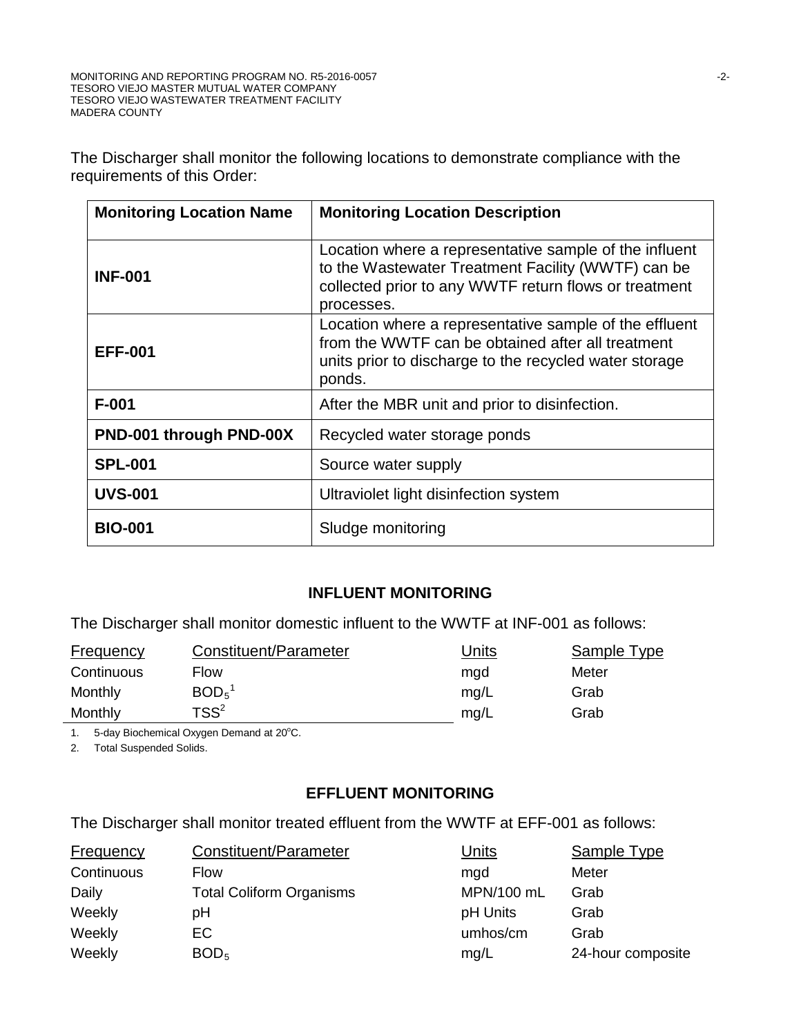The Discharger shall monitor the following locations to demonstrate compliance with the requirements of this Order:

| Monitoring Location Name | Monitoring Location Description |
|---|---|
| **INF-001** | Location where a representative sample of the influent to the Wastewater Treatment Facility (WWTF) can be collected prior to any WWTF return flows or treatment processes. |
| **EFF-001** | Location where a representative sample of the effluent from the WWTF can be obtained after all treatment units prior to discharge to the recycled water storage ponds. |
| **F-001** | After the MBR unit and prior to disinfection. |
| **PND-001 through PND-00X** | Recycled water storage ponds |
| **SPL-001** | Source water supply |
| **UVS-001** | Ultraviolet light disinfection system |
| **BIO-001** | Sludge monitoring |

## INFLUENT MONITORING

The Discharger shall monitor domestic influent to the WWTF at INF-001 as follows:

| Frequency | Constituent/Parameter | Units | Sample Type |
|---|---|---|---|
| Continuous | Flow | mgd | Meter |
| Monthly | $BOD_5$[1] | mg/L | Grab |
| Monthly | TSS[2] | mg/L | Grab |

1. 5-day Biochemical Oxygen Demand at 20°C.
2. Total Suspended Solids.

## EFFLUENT MONITORING

The Discharger shall monitor treated effluent from the WWTF at EFF-001 as follows:

| Frequency | Constituent/Parameter | Units | Sample Type |
|---|---|---|---|
| Continuous | Flow | mgd | Meter |
| Daily | Total Coliform Organisms | MPN/100 mL | Grab |
| Weekly | pH | pH Units | Grab |
| Weekly | EC | umhos/cm | Grab |
| Weekly | $BOD_5$ | mg/L | 24-hour composite |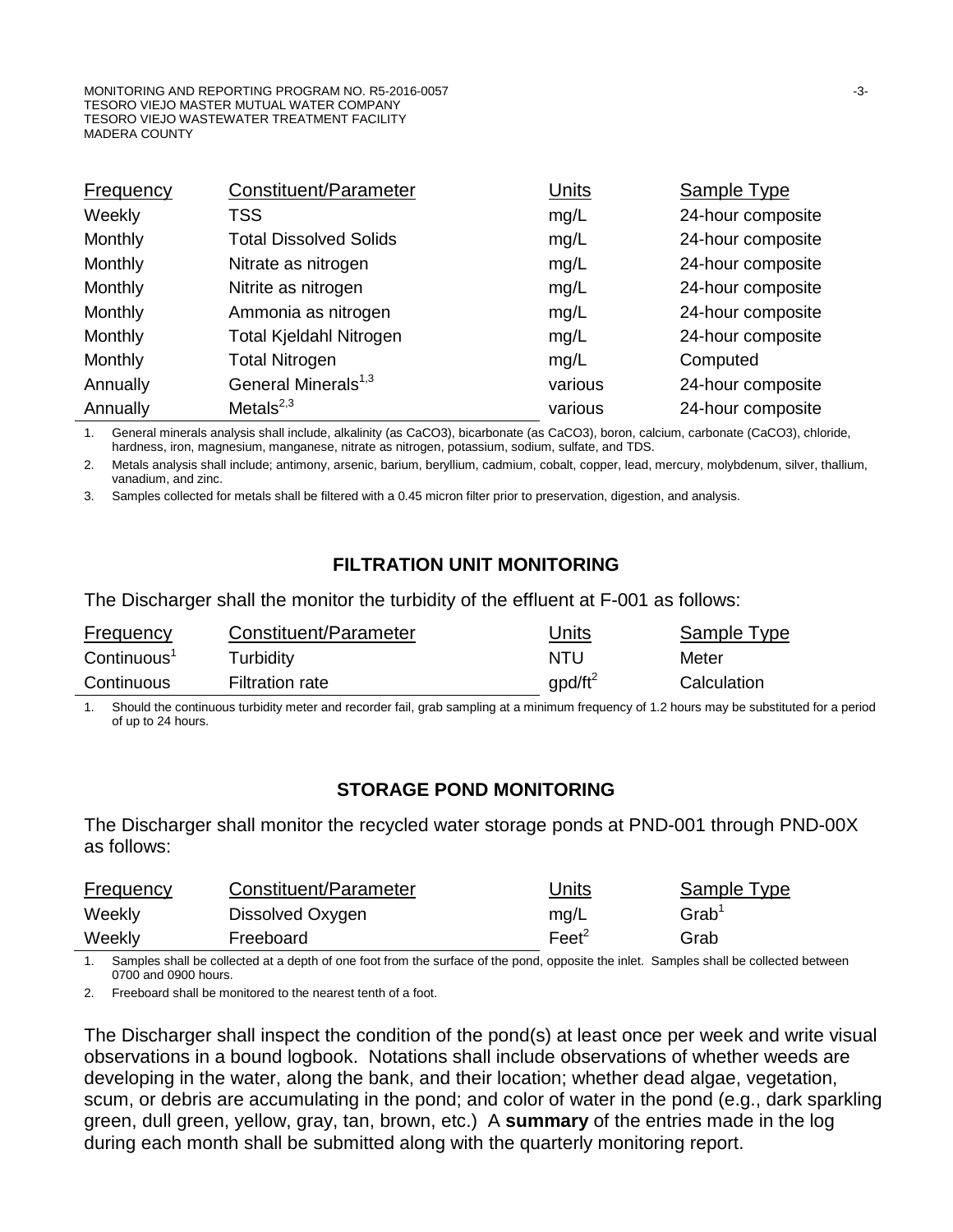| Frequency | Constituent/Parameter | Units | Sample Type |
|---|---|---|---|
| Weekly | TSS | mg/L | 24-hour composite |
| Monthly | Total Dissolved Solids | mg/L | 24-hour composite |
| Monthly | Nitrate as nitrogen | mg/L | 24-hour composite |
| Monthly | Nitrite as nitrogen | mg/L | 24-hour composite |
| Monthly | Ammonia as nitrogen | mg/L | 24-hour composite |
| Monthly | Total Kjeldahl Nitrogen | mg/L | 24-hour composite |
| Monthly | Total Nitrogen | mg/L | Computed |
| Annually | General Minerals[1,3] | various | 24-hour composite |
| Annually | Metals[2,3] | various | 24-hour composite |

1. General minerals analysis shall include, alkalinity (as CaCO3), bicarbonate (as CaCO3), boron, calcium, carbonate (CaCO3), chloride, hardness, iron, magnesium, manganese, nitrate as nitrogen, potassium, sodium, sulfate, and TDS.
2. Metals analysis shall include; antimony, arsenic, barium, beryllium, cadmium, cobalt, copper, lead, mercury, molybdenum, silver, thallium, vanadium, and zinc.
3. Samples collected for metals shall be filtered with a 0.45 micron filter prior to preservation, digestion, and analysis.

## FILTRATION UNIT MONITORING

The Discharger shall the monitor the turbidity of the effluent at F-001 as follows:

| Frequency | Constituent/Parameter | Units | Sample Type |
|---|---|---|---|
| Continuous[1] | Turbidity | NTU | Meter |
| Continuous | Filtration rate | $gpd/ft^2$ | Calculation |

1. Should the continuous turbidity meter and recorder fail, grab sampling at a minimum frequency of 1.2 hours may be substituted for a period of up to 24 hours.

## STORAGE POND MONITORING

The Discharger shall monitor the recycled water storage ponds at PND-001 through PND-00X as follows:

| Frequency | Constituent/Parameter | Units | Sample Type |
|---|---|---|---|
| Weekly | Dissolved Oxygen | mg/L | Grab[1] |
| Weekly | Freeboard | Feet[2] | Grab |

1. Samples shall be collected at a depth of one foot from the surface of the pond, opposite the inlet. Samples shall be collected between 0700 and 0900 hours.
2. Freeboard shall be monitored to the nearest tenth of a foot.

The Discharger shall inspect the condition of the pond(s) at least once per week and write visual observations in a bound logbook. Notations shall include observations of whether weeds are developing in the water, along the bank, and their location; whether dead algae, vegetation, scum, or debris are accumulating in the pond; and color of water in the pond (e.g., dark sparkling green, dull green, yellow, gray, tan, brown, etc.) A **summary** of the entries made in the log during each month shall be submitted along with the quarterly monitoring report.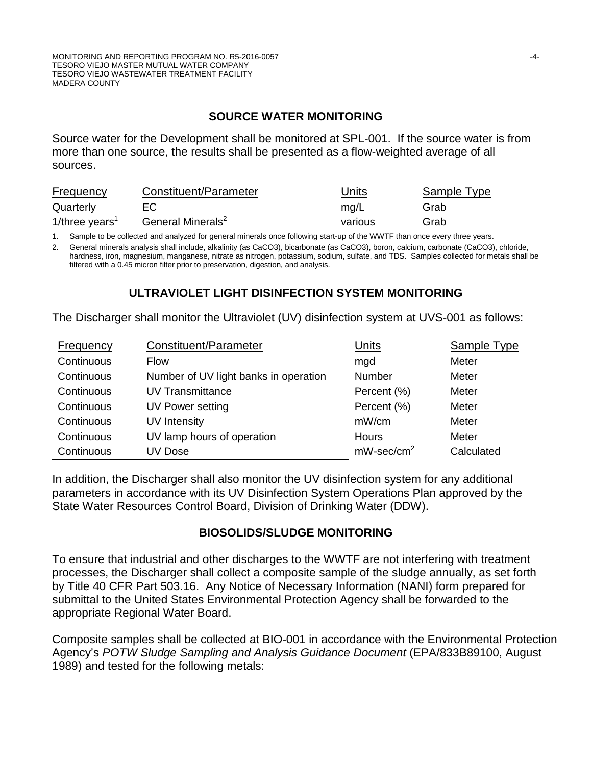## SOURCE WATER MONITORING

Source water for the Development shall be monitored at SPL-001. If the source water is from more than one source, the results shall be presented as a flow-weighted average of all sources.

| Frequency | Constituent/Parameter | Units | Sample Type |
|---|---|---|---|
| Quarterly | EC | mg/L | Grab |
| 1/three years[1] | General Minerals[2] | various | Grab |

1. Sample to be collected and analyzed for general minerals once following start-up of the WWTF than once every three years.
2. General minerals analysis shall include, alkalinity (as CaCO3), bicarbonate (as CaCO3), boron, calcium, carbonate (CaCO3), chloride, hardness, iron, magnesium, manganese, nitrate as nitrogen, potassium, sodium, sulfate, and TDS. Samples collected for metals shall be filtered with a 0.45 micron filter prior to preservation, digestion, and analysis.

## ULTRAVIOLET LIGHT DISINFECTION SYSTEM MONITORING

The Discharger shall monitor the Ultraviolet (UV) disinfection system at UVS-001 as follows:

| Frequency | Constituent/Parameter | Units | Sample Type |
|---|---|---|---|
| Continuous | Flow | mgd | Meter |
| Continuous | Number of UV light banks in operation | Number | Meter |
| Continuous | UV Transmittance | Percent (%) | Meter |
| Continuous | UV Power setting | Percent (%) | Meter |
| Continuous | UV Intensity | mW/cm | Meter |
| Continuous | UV lamp hours of operation | Hours | Meter |
| Continuous | UV Dose | mW-sec/cm$^2$ | Calculated |

In addition, the Discharger shall also monitor the UV disinfection system for any additional parameters in accordance with its UV Disinfection System Operations Plan approved by the State Water Resources Control Board, Division of Drinking Water (DDW).

## BIOSOLIDS/SLUDGE MONITORING

To ensure that industrial and other discharges to the WWTF are not interfering with treatment processes, the Discharger shall collect a composite sample of the sludge annually, as set forth by Title 40 CFR Part 503.16. Any Notice of Necessary Information (NANI) form prepared for submittal to the United States Environmental Protection Agency shall be forwarded to the appropriate Regional Water Board.

Composite samples shall be collected at BIO-001 in accordance with the Environmental Protection Agency's *POTW Sludge Sampling and Analysis Guidance Document* (EPA/833B89100, August 1989) and tested for the following metals: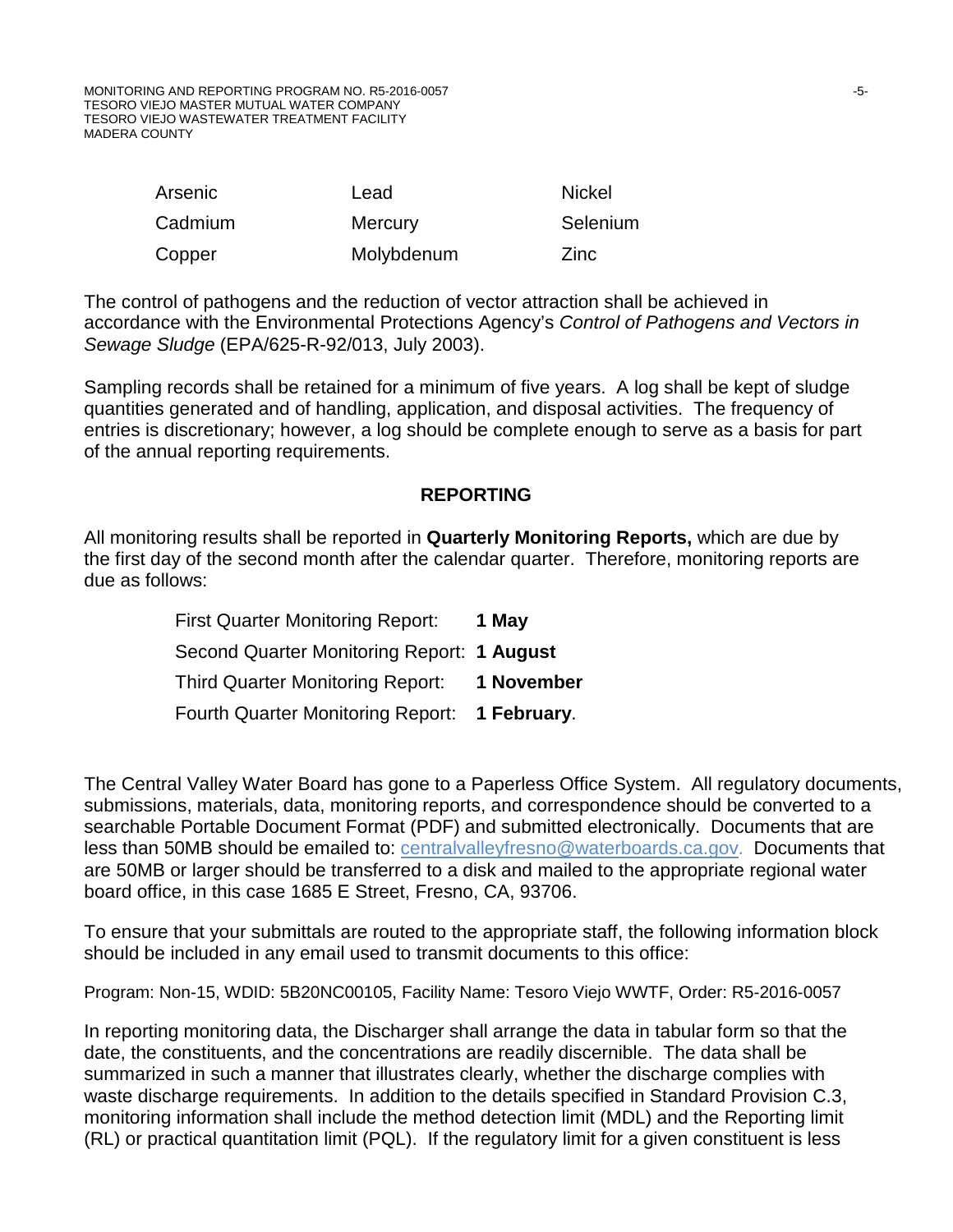| | | |
|---|---|---|
| Arsenic | Lead | Nickel |
| Cadmium | Mercury | Selenium |
| Copper | Molybdenum | Zinc |

The control of pathogens and the reduction of vector attraction shall be achieved in accordance with the Environmental Protections Agency's *Control of Pathogens and Vectors in Sewage Sludge* (EPA/625-R-92/013, July 2003).

Sampling records shall be retained for a minimum of five years. A log shall be kept of sludge quantities generated and of handling, application, and disposal activities. The frequency of entries is discretionary; however, a log should be complete enough to serve as a basis for part of the annual reporting requirements.

## REPORTING

All monitoring results shall be reported in **Quarterly Monitoring Reports,** which are due by the first day of the second month after the calendar quarter. Therefore, monitoring reports are due as follows:

First Quarter Monitoring Report: **1 May**
Second Quarter Monitoring Report: **1 August**
Third Quarter Monitoring Report: **1 November**
Fourth Quarter Monitoring Report: **1 February**.

The Central Valley Water Board has gone to a Paperless Office System. All regulatory documents, submissions, materials, data, monitoring reports, and correspondence should be converted to a searchable Portable Document Format (PDF) and submitted electronically. Documents that are less than 50MB should be emailed to: centralvalleyfresno@waterboards.ca.gov. Documents that are 50MB or larger should be transferred to a disk and mailed to the appropriate regional water board office, in this case 1685 E Street, Fresno, CA, 93706.

To ensure that your submittals are routed to the appropriate staff, the following information block should be included in any email used to transmit documents to this office:

Program: Non-15, WDID: 5B20NC00105, Facility Name: Tesoro Viejo WWTF, Order: R5-2016-0057

In reporting monitoring data, the Discharger shall arrange the data in tabular form so that the date, the constituents, and the concentrations are readily discernible. The data shall be summarized in such a manner that illustrates clearly, whether the discharge complies with waste discharge requirements. In addition to the details specified in Standard Provision C.3, monitoring information shall include the method detection limit (MDL) and the Reporting limit (RL) or practical quantitation limit (PQL). If the regulatory limit for a given constituent is less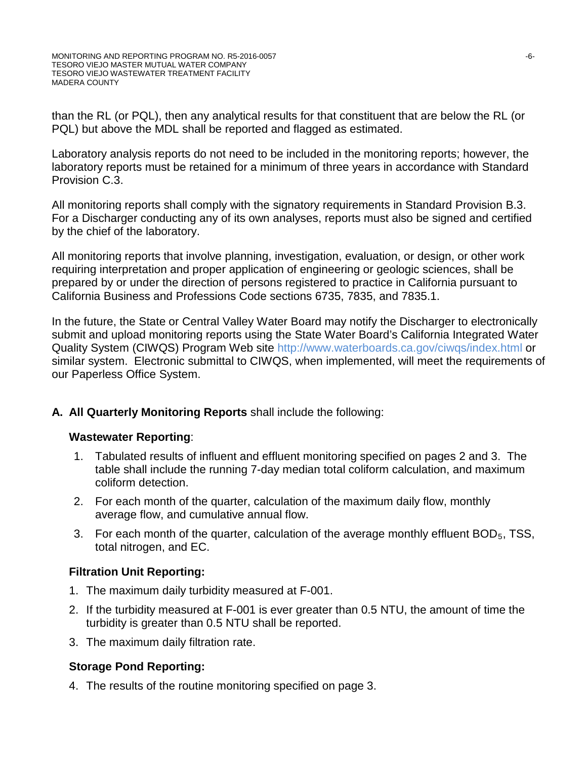than the RL (or PQL), then any analytical results for that constituent that are below the RL (or PQL) but above the MDL shall be reported and flagged as estimated.

Laboratory analysis reports do not need to be included in the monitoring reports; however, the laboratory reports must be retained for a minimum of three years in accordance with Standard Provision C.3.

All monitoring reports shall comply with the signatory requirements in Standard Provision B.3. For a Discharger conducting any of its own analyses, reports must also be signed and certified by the chief of the laboratory.

All monitoring reports that involve planning, investigation, evaluation, or design, or other work requiring interpretation and proper application of engineering or geologic sciences, shall be prepared by or under the direction of persons registered to practice in California pursuant to California Business and Professions Code sections 6735, 7835, and 7835.1.

In the future, the State or Central Valley Water Board may notify the Discharger to electronically submit and upload monitoring reports using the State Water Board's California Integrated Water Quality System (CIWQS) Program Web site http://www.waterboards.ca.gov/ciwqs/index.html or similar system. Electronic submittal to CIWQS, when implemented, will meet the requirements of our Paperless Office System.

**A. All Quarterly Monitoring Reports** shall include the following:

**Wastewater Reporting**:

1. Tabulated results of influent and effluent monitoring specified on pages 2 and 3. The table shall include the running 7-day median total coliform calculation, and maximum coliform detection.
2. For each month of the quarter, calculation of the maximum daily flow, monthly average flow, and cumulative annual flow.
3. For each month of the quarter, calculation of the average monthly effluent $BOD_5$, TSS, total nitrogen, and EC.

**Filtration Unit Reporting:**

1. The maximum daily turbidity measured at F-001.
2. If the turbidity measured at F-001 is ever greater than 0.5 NTU, the amount of time the turbidity is greater than 0.5 NTU shall be reported.
3. The maximum daily filtration rate.

**Storage Pond Reporting:**

4. The results of the routine monitoring specified on page 3.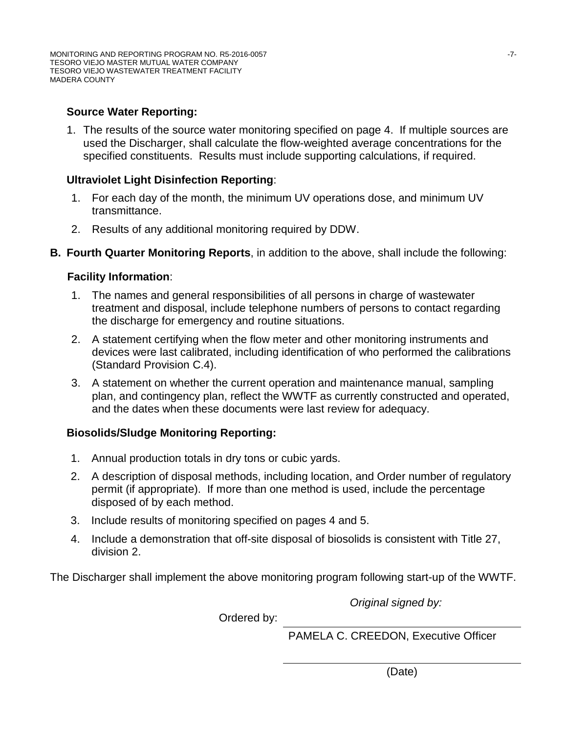**Source Water Reporting:**

1. The results of the source water monitoring specified on page 4. If multiple sources are used the Discharger, shall calculate the flow-weighted average concentrations for the specified constituents. Results must include supporting calculations, if required.

**Ultraviolet Light Disinfection Reporting**:

1. For each day of the month, the minimum UV operations dose, and minimum UV transmittance.
2. Results of any additional monitoring required by DDW.

**B. Fourth Quarter Monitoring Reports**, in addition to the above, shall include the following:

**Facility Information**:

1. The names and general responsibilities of all persons in charge of wastewater treatment and disposal, include telephone numbers of persons to contact regarding the discharge for emergency and routine situations.
2. A statement certifying when the flow meter and other monitoring instruments and devices were last calibrated, including identification of who performed the calibrations (Standard Provision C.4).
3. A statement on whether the current operation and maintenance manual, sampling plan, and contingency plan, reflect the WWTF as currently constructed and operated, and the dates when these documents were last review for adequacy.

**Biosolids/Sludge Monitoring Reporting:**

1. Annual production totals in dry tons or cubic yards.
2. A description of disposal methods, including location, and Order number of regulatory permit (if appropriate). If more than one method is used, include the percentage disposed of by each method.
3. Include results of monitoring specified on pages 4 and 5.
4. Include a demonstration that off-site disposal of biosolids is consistent with Title 27, division 2.

The Discharger shall implement the above monitoring program following start-up of the WWTF.

*Original signed by:*

Ordered by: ______________________________

PAMELA C. CREEDON, Executive Officer

______________________________

(Date)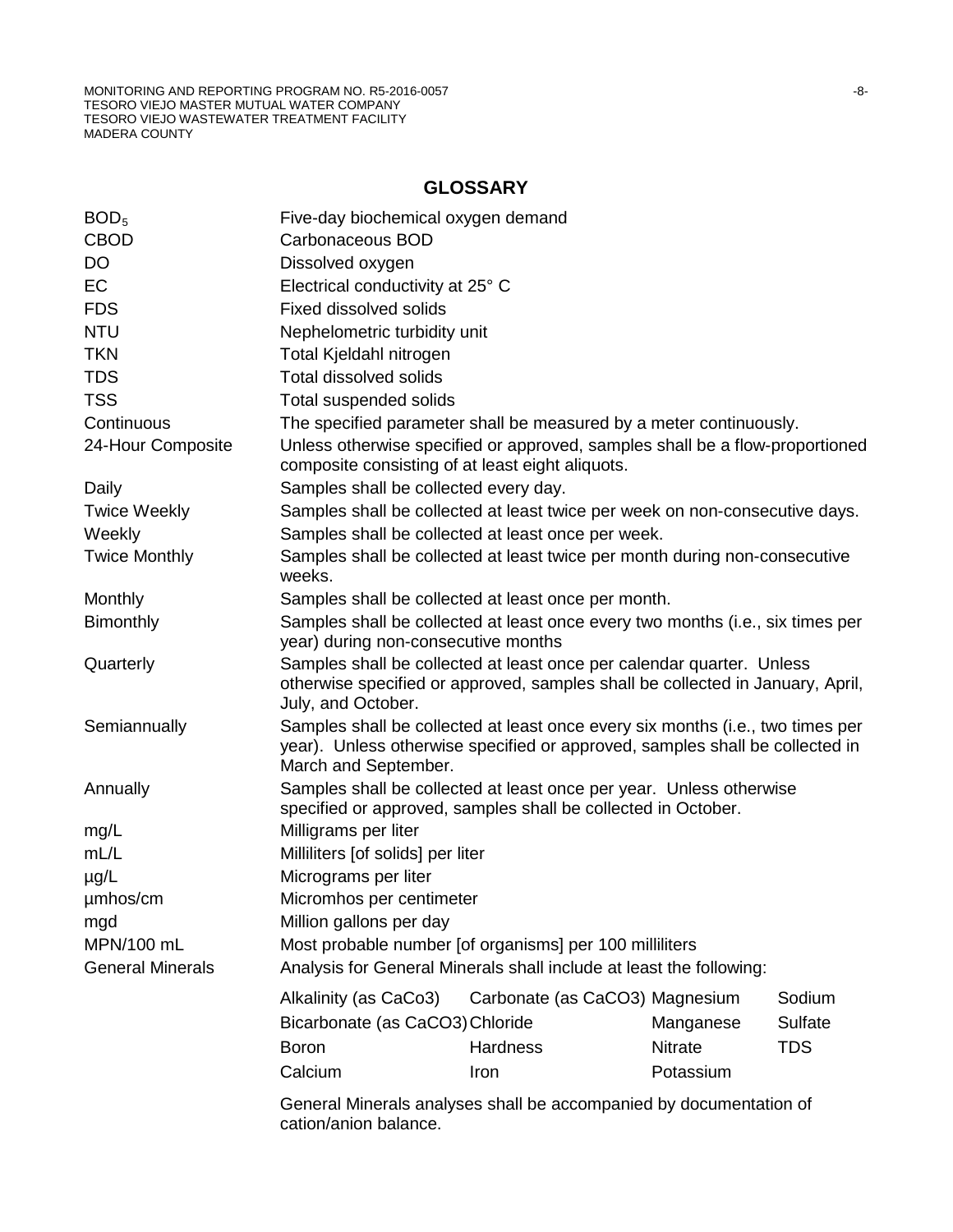## GLOSSARY

| | |
|---|---|
| $BOD_5$ | Five-day biochemical oxygen demand |
| CBOD | Carbonaceous BOD |
| DO | Dissolved oxygen |
| EC | Electrical conductivity at 25° C |
| FDS | Fixed dissolved solids |
| NTU | Nephelometric turbidity unit |
| TKN | Total Kjeldahl nitrogen |
| TDS | Total dissolved solids |
| TSS | Total suspended solids |
| Continuous | The specified parameter shall be measured by a meter continuously. |
| 24-Hour Composite | Unless otherwise specified or approved, samples shall be a flow-proportioned composite consisting of at least eight aliquots. |
| Daily | Samples shall be collected every day. |
| Twice Weekly | Samples shall be collected at least twice per week on non-consecutive days. |
| Weekly | Samples shall be collected at least once per week. |
| Twice Monthly | Samples shall be collected at least twice per month during non-consecutive weeks. |
| Monthly | Samples shall be collected at least once per month. |
| Bimonthly | Samples shall be collected at least once every two months (i.e., six times per year) during non-consecutive months |
| Quarterly | Samples shall be collected at least once per calendar quarter. Unless otherwise specified or approved, samples shall be collected in January, April, July, and October. |
| Semiannually | Samples shall be collected at least once every six months (i.e., two times per year). Unless otherwise specified or approved, samples shall be collected in March and September. |
| Annually | Samples shall be collected at least once per year. Unless otherwise specified or approved, samples shall be collected in October. |
| mg/L | Milligrams per liter |
| mL/L | Milliliters [of solids] per liter |
| µg/L | Micrograms per liter |
| µmhos/cm | Micromhos per centimeter |
| mgd | Million gallons per day |
| MPN/100 mL | Most probable number [of organisms] per 100 milliliters |
| General Minerals | Analysis for General Minerals shall include at least the following: |

| | | | |
|---|---|---|---|
| Alkalinity (as CaCo3) | Carbonate (as CaCO3) | Magnesium | Sodium |
| Bicarbonate (as CaCO3) | Chloride | Manganese | Sulfate |
| Boron | Hardness | Nitrate | TDS |
| Calcium | Iron | Potassium | |

General Minerals analyses shall be accompanied by documentation of cation/anion balance.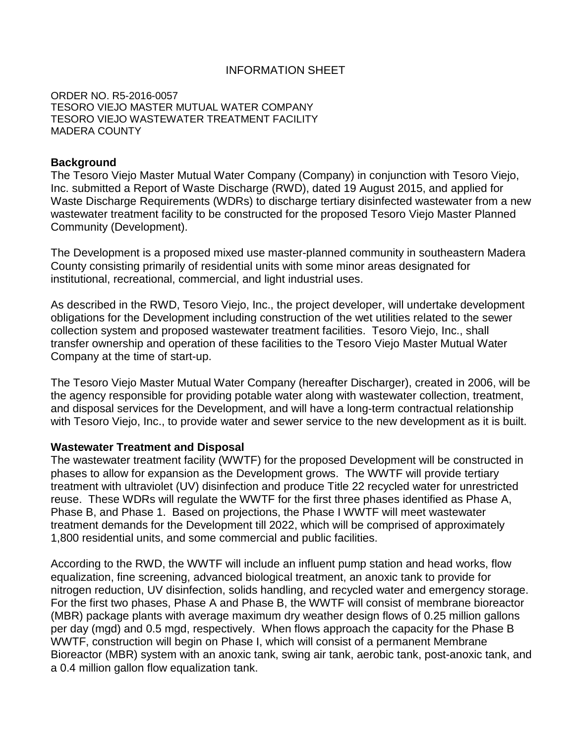# INFORMATION SHEET

ORDER NO. R5-2016-0057
TESORO VIEJO MASTER MUTUAL WATER COMPANY
TESORO VIEJO WASTEWATER TREATMENT FACILITY
MADERA COUNTY

**Background**

The Tesoro Viejo Master Mutual Water Company (Company) in conjunction with Tesoro Viejo, Inc. submitted a Report of Waste Discharge (RWD), dated 19 August 2015, and applied for Waste Discharge Requirements (WDRs) to discharge tertiary disinfected wastewater from a new wastewater treatment facility to be constructed for the proposed Tesoro Viejo Master Planned Community (Development).

The Development is a proposed mixed use master-planned community in southeastern Madera County consisting primarily of residential units with some minor areas designated for institutional, recreational, commercial, and light industrial uses.

As described in the RWD, Tesoro Viejo, Inc., the project developer, will undertake development obligations for the Development including construction of the wet utilities related to the sewer collection system and proposed wastewater treatment facilities. Tesoro Viejo, Inc., shall transfer ownership and operation of these facilities to the Tesoro Viejo Master Mutual Water Company at the time of start-up.

The Tesoro Viejo Master Mutual Water Company (hereafter Discharger), created in 2006, will be the agency responsible for providing potable water along with wastewater collection, treatment, and disposal services for the Development, and will have a long-term contractual relationship with Tesoro Viejo, Inc., to provide water and sewer service to the new development as it is built.

**Wastewater Treatment and Disposal**

The wastewater treatment facility (WWTF) for the proposed Development will be constructed in phases to allow for expansion as the Development grows. The WWTF will provide tertiary treatment with ultraviolet (UV) disinfection and produce Title 22 recycled water for unrestricted reuse. These WDRs will regulate the WWTF for the first three phases identified as Phase A, Phase B, and Phase 1. Based on projections, the Phase I WWTF will meet wastewater treatment demands for the Development till 2022, which will be comprised of approximately 1,800 residential units, and some commercial and public facilities.

According to the RWD, the WWTF will include an influent pump station and head works, flow equalization, fine screening, advanced biological treatment, an anoxic tank to provide for nitrogen reduction, UV disinfection, solids handling, and recycled water and emergency storage. For the first two phases, Phase A and Phase B, the WWTF will consist of membrane bioreactor (MBR) package plants with average maximum dry weather design flows of 0.25 million gallons per day (mgd) and 0.5 mgd, respectively. When flows approach the capacity for the Phase B WWTF, construction will begin on Phase I, which will consist of a permanent Membrane Bioreactor (MBR) system with an anoxic tank, swing air tank, aerobic tank, post-anoxic tank, and a 0.4 million gallon flow equalization tank.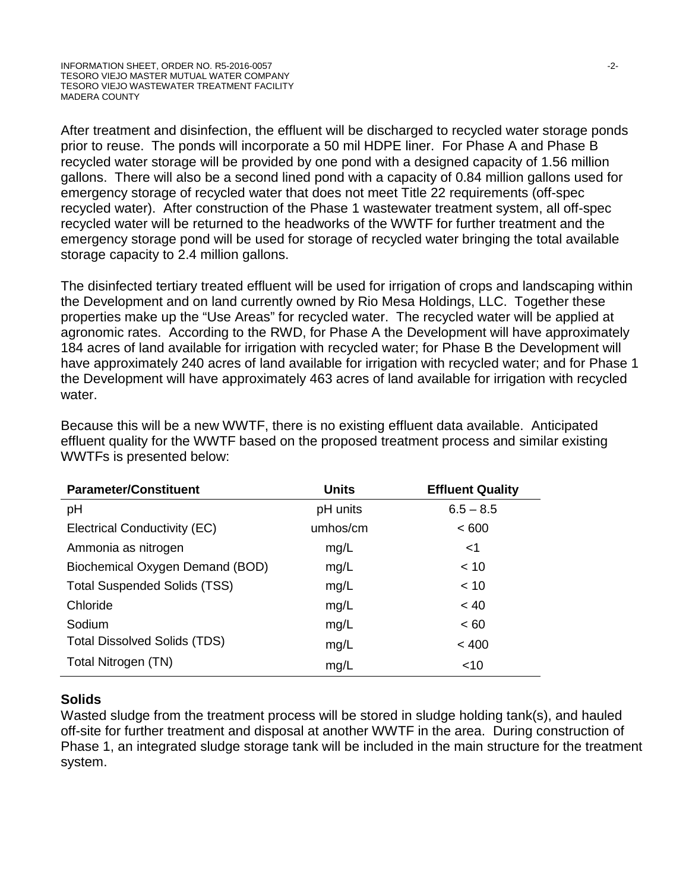After treatment and disinfection, the effluent will be discharged to recycled water storage ponds prior to reuse. The ponds will incorporate a 50 mil HDPE liner. For Phase A and Phase B recycled water storage will be provided by one pond with a designed capacity of 1.56 million gallons. There will also be a second lined pond with a capacity of 0.84 million gallons used for emergency storage of recycled water that does not meet Title 22 requirements (off-spec recycled water). After construction of the Phase 1 wastewater treatment system, all off-spec recycled water will be returned to the headworks of the WWTF for further treatment and the emergency storage pond will be used for storage of recycled water bringing the total available storage capacity to 2.4 million gallons.

The disinfected tertiary treated effluent will be used for irrigation of crops and landscaping within the Development and on land currently owned by Rio Mesa Holdings, LLC. Together these properties make up the "Use Areas" for recycled water. The recycled water will be applied at agronomic rates. According to the RWD, for Phase A the Development will have approximately 184 acres of land available for irrigation with recycled water; for Phase B the Development will have approximately 240 acres of land available for irrigation with recycled water; and for Phase 1 the Development will have approximately 463 acres of land available for irrigation with recycled water.

Because this will be a new WWTF, there is no existing effluent data available. Anticipated effluent quality for the WWTF based on the proposed treatment process and similar existing WWTFs is presented below:

| Parameter/Constituent | Units | Effluent Quality |
|---|---|---|
| pH | pH units | 6.5 – 8.5 |
| Electrical Conductivity (EC) | umhos/cm | < 600 |
| Ammonia as nitrogen | mg/L | <1 |
| Biochemical Oxygen Demand (BOD) | mg/L | < 10 |
| Total Suspended Solids (TSS) | mg/L | < 10 |
| Chloride | mg/L | < 40 |
| Sodium | mg/L | < 60 |
| Total Dissolved Solids (TDS) | mg/L | < 400 |
| Total Nitrogen (TN) | mg/L | <10 |

**Solids**

Wasted sludge from the treatment process will be stored in sludge holding tank(s), and hauled off-site for further treatment and disposal at another WWTF in the area. During construction of Phase 1, an integrated sludge storage tank will be included in the main structure for the treatment system.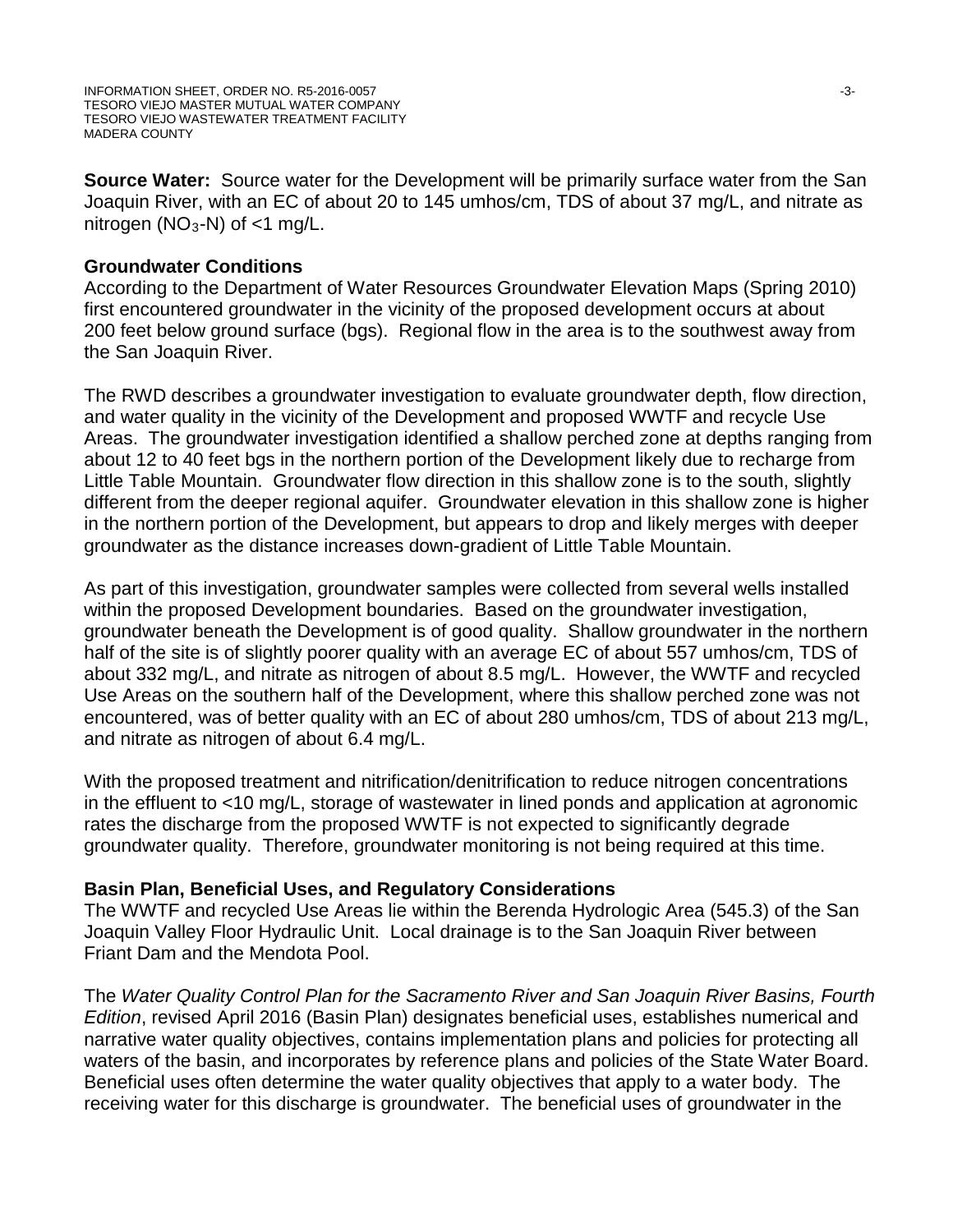**Source Water:** Source water for the Development will be primarily surface water from the San Joaquin River, with an EC of about 20 to 145 umhos/cm, TDS of about 37 mg/L, and nitrate as nitrogen ($NO_3$-N) of <1 mg/L.

## Groundwater Conditions

According to the Department of Water Resources Groundwater Elevation Maps (Spring 2010) first encountered groundwater in the vicinity of the proposed development occurs at about 200 feet below ground surface (bgs). Regional flow in the area is to the southwest away from the San Joaquin River.

The RWD describes a groundwater investigation to evaluate groundwater depth, flow direction, and water quality in the vicinity of the Development and proposed WWTF and recycle Use Areas. The groundwater investigation identified a shallow perched zone at depths ranging from about 12 to 40 feet bgs in the northern portion of the Development likely due to recharge from Little Table Mountain. Groundwater flow direction in this shallow zone is to the south, slightly different from the deeper regional aquifer. Groundwater elevation in this shallow zone is higher in the northern portion of the Development, but appears to drop and likely merges with deeper groundwater as the distance increases down-gradient of Little Table Mountain.

As part of this investigation, groundwater samples were collected from several wells installed within the proposed Development boundaries. Based on the groundwater investigation, groundwater beneath the Development is of good quality. Shallow groundwater in the northern half of the site is of slightly poorer quality with an average EC of about 557 umhos/cm, TDS of about 332 mg/L, and nitrate as nitrogen of about 8.5 mg/L. However, the WWTF and recycled Use Areas on the southern half of the Development, where this shallow perched zone was not encountered, was of better quality with an EC of about 280 umhos/cm, TDS of about 213 mg/L, and nitrate as nitrogen of about 6.4 mg/L.

With the proposed treatment and nitrification/denitrification to reduce nitrogen concentrations in the effluent to <10 mg/L, storage of wastewater in lined ponds and application at agronomic rates the discharge from the proposed WWTF is not expected to significantly degrade groundwater quality. Therefore, groundwater monitoring is not being required at this time.

## Basin Plan, Beneficial Uses, and Regulatory Considerations

The WWTF and recycled Use Areas lie within the Berenda Hydrologic Area (545.3) of the San Joaquin Valley Floor Hydraulic Unit. Local drainage is to the San Joaquin River between Friant Dam and the Mendota Pool.

The *Water Quality Control Plan for the Sacramento River and San Joaquin River Basins, Fourth Edition*, revised April 2016 (Basin Plan) designates beneficial uses, establishes numerical and narrative water quality objectives, contains implementation plans and policies for protecting all waters of the basin, and incorporates by reference plans and policies of the State Water Board. Beneficial uses often determine the water quality objectives that apply to a water body. The receiving water for this discharge is groundwater. The beneficial uses of groundwater in the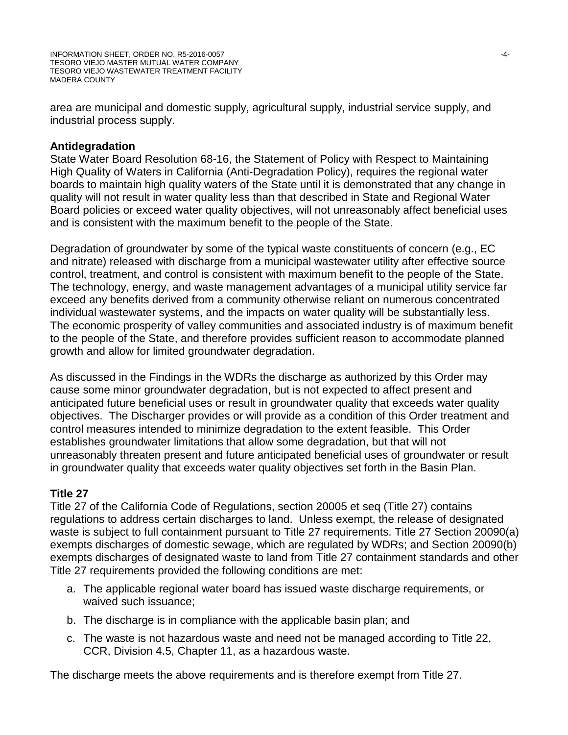area are municipal and domestic supply, agricultural supply, industrial service supply, and industrial process supply.

**Antidegradation**

State Water Board Resolution 68-16, the Statement of Policy with Respect to Maintaining High Quality of Waters in California (Anti-Degradation Policy), requires the regional water boards to maintain high quality waters of the State until it is demonstrated that any change in quality will not result in water quality less than that described in State and Regional Water Board policies or exceed water quality objectives, will not unreasonably affect beneficial uses and is consistent with the maximum benefit to the people of the State.

Degradation of groundwater by some of the typical waste constituents of concern (e.g., EC and nitrate) released with discharge from a municipal wastewater utility after effective source control, treatment, and control is consistent with maximum benefit to the people of the State. The technology, energy, and waste management advantages of a municipal utility service far exceed any benefits derived from a community otherwise reliant on numerous concentrated individual wastewater systems, and the impacts on water quality will be substantially less. The economic prosperity of valley communities and associated industry is of maximum benefit to the people of the State, and therefore provides sufficient reason to accommodate planned growth and allow for limited groundwater degradation.

As discussed in the Findings in the WDRs the discharge as authorized by this Order may cause some minor groundwater degradation, but is not expected to affect present and anticipated future beneficial uses or result in groundwater quality that exceeds water quality objectives. The Discharger provides or will provide as a condition of this Order treatment and control measures intended to minimize degradation to the extent feasible. This Order establishes groundwater limitations that allow some degradation, but that will not unreasonably threaten present and future anticipated beneficial uses of groundwater or result in groundwater quality that exceeds water quality objectives set forth in the Basin Plan.

**Title 27**

Title 27 of the California Code of Regulations, section 20005 et seq (Title 27) contains regulations to address certain discharges to land. Unless exempt, the release of designated waste is subject to full containment pursuant to Title 27 requirements. Title 27 Section 20090(a) exempts discharges of domestic sewage, which are regulated by WDRs; and Section 20090(b) exempts discharges of designated waste to land from Title 27 containment standards and other Title 27 requirements provided the following conditions are met:

a. The applicable regional water board has issued waste discharge requirements, or waived such issuance;

b. The discharge is in compliance with the applicable basin plan; and

c. The waste is not hazardous waste and need not be managed according to Title 22, CCR, Division 4.5, Chapter 11, as a hazardous waste.

The discharge meets the above requirements and is therefore exempt from Title 27.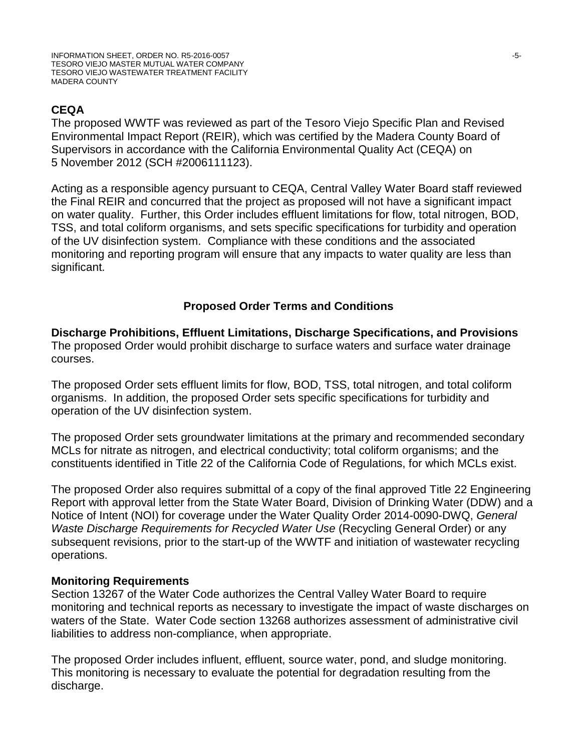**CEQA**

The proposed WWTF was reviewed as part of the Tesoro Viejo Specific Plan and Revised Environmental Impact Report (REIR), which was certified by the Madera County Board of Supervisors in accordance with the California Environmental Quality Act (CEQA) on 5 November 2012 (SCH #2006111123).

Acting as a responsible agency pursuant to CEQA, Central Valley Water Board staff reviewed the Final REIR and concurred that the project as proposed will not have a significant impact on water quality. Further, this Order includes effluent limitations for flow, total nitrogen, BOD, TSS, and total coliform organisms, and sets specific specifications for turbidity and operation of the UV disinfection system. Compliance with these conditions and the associated monitoring and reporting program will ensure that any impacts to water quality are less than significant.

## Proposed Order Terms and Conditions

**Discharge Prohibitions, Effluent Limitations, Discharge Specifications, and Provisions**

The proposed Order would prohibit discharge to surface waters and surface water drainage courses.

The proposed Order sets effluent limits for flow, BOD, TSS, total nitrogen, and total coliform organisms. In addition, the proposed Order sets specific specifications for turbidity and operation of the UV disinfection system.

The proposed Order sets groundwater limitations at the primary and recommended secondary MCLs for nitrate as nitrogen, and electrical conductivity; total coliform organisms; and the constituents identified in Title 22 of the California Code of Regulations, for which MCLs exist.

The proposed Order also requires submittal of a copy of the final approved Title 22 Engineering Report with approval letter from the State Water Board, Division of Drinking Water (DDW) and a Notice of Intent (NOI) for coverage under the Water Quality Order 2014-0090-DWQ, *General Waste Discharge Requirements for Recycled Water Use* (Recycling General Order) or any subsequent revisions, prior to the start-up of the WWTF and initiation of wastewater recycling operations.

**Monitoring Requirements**

Section 13267 of the Water Code authorizes the Central Valley Water Board to require monitoring and technical reports as necessary to investigate the impact of waste discharges on waters of the State. Water Code section 13268 authorizes assessment of administrative civil liabilities to address non-compliance, when appropriate.

The proposed Order includes influent, effluent, source water, pond, and sludge monitoring. This monitoring is necessary to evaluate the potential for degradation resulting from the discharge.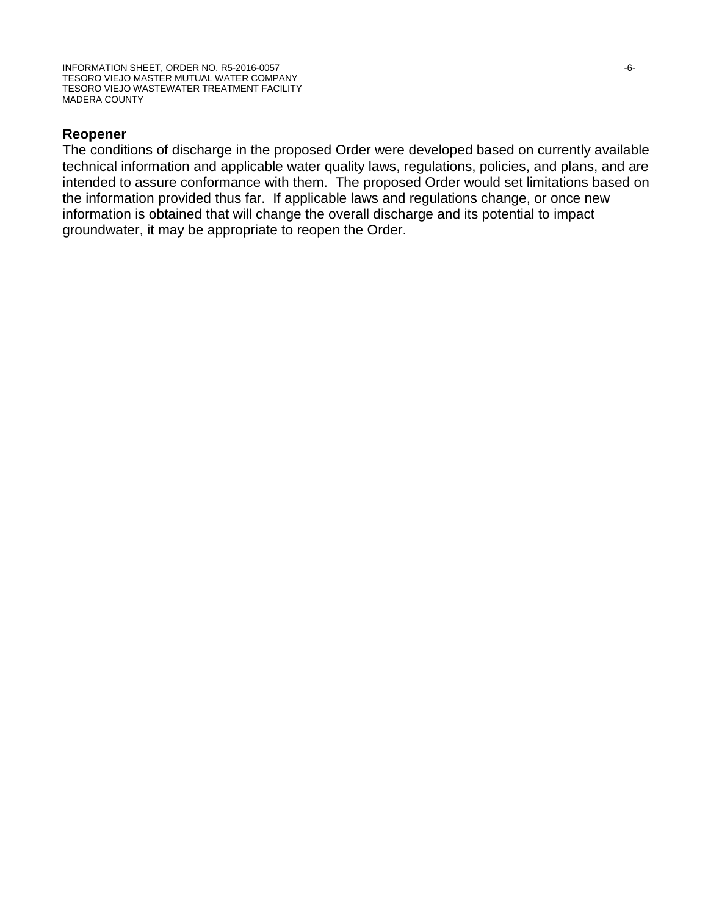**Reopener**

The conditions of discharge in the proposed Order were developed based on currently available technical information and applicable water quality laws, regulations, policies, and plans, and are intended to assure conformance with them. The proposed Order would set limitations based on the information provided thus far. If applicable laws and regulations change, or once new information is obtained that will change the overall discharge and its potential to impact groundwater, it may be appropriate to reopen the Order.